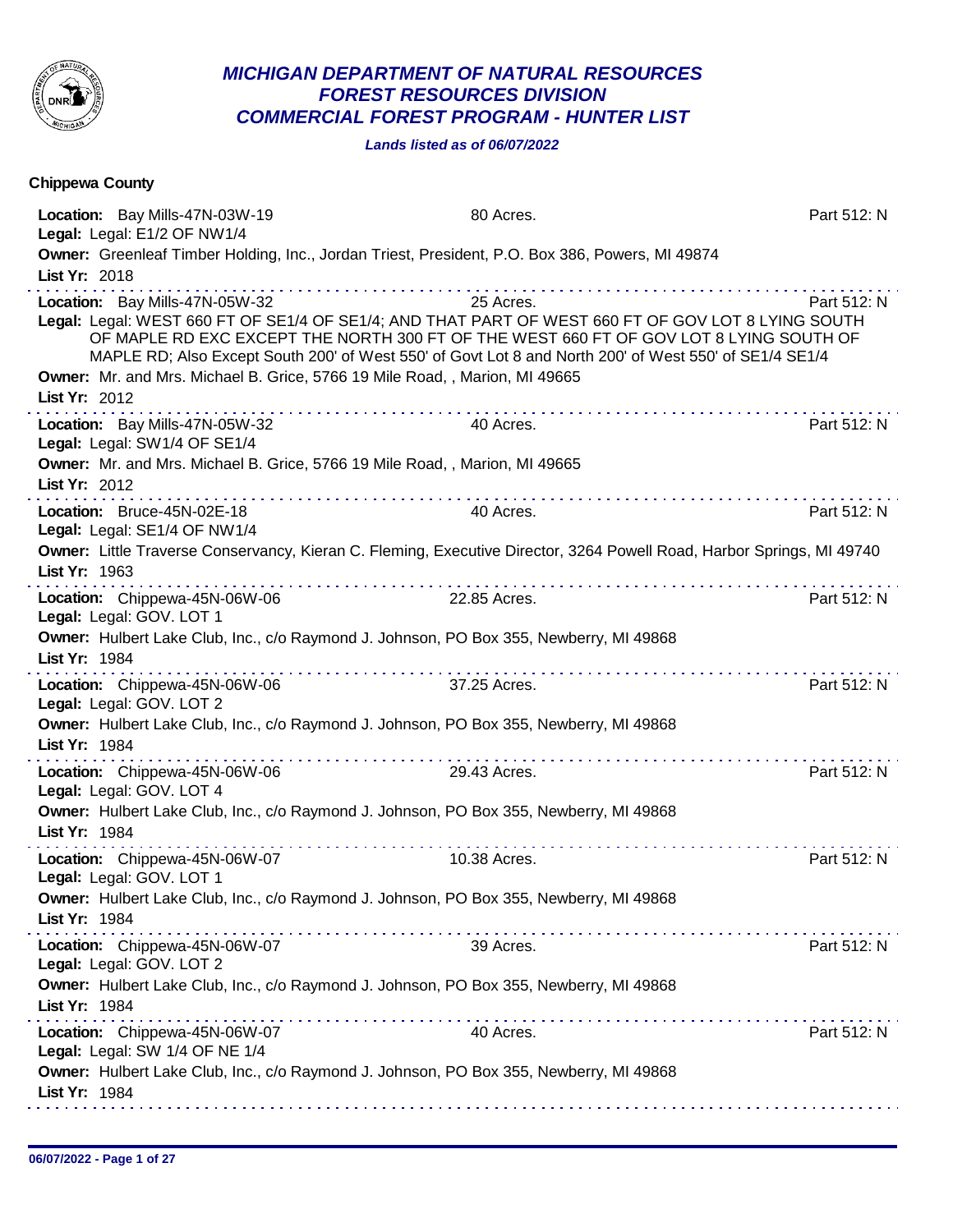# *MICHIGAN DEPARTMENT OF NATURAL RESOURCES*
## *FOREST RESOURCES DIVISION*
## *COMMERCIAL FOREST PROGRAM - HUNTER LIST*

***Lands listed as of 06/07/2022***

**Chippewa County**

**Location:** Bay Mills-47N-03W-19 — 80 Acres. — Part 512: N
**Legal:** Legal: E1/2 OF NW1/4
**Owner:** Greenleaf Timber Holding, Inc., Jordan Triest, President, P.O. Box 386, Powers, MI 49874
**List Yr:** 2018

---

**Location:** Bay Mills-47N-05W-32 — 25 Acres. — Part 512: N
**Legal:** Legal: WEST 660 FT OF SE1/4 OF SE1/4; AND THAT PART OF WEST 660 FT OF GOV LOT 8 LYING SOUTH OF MAPLE RD EXC EXCEPT THE NORTH 300 FT OF THE WEST 660 FT OF GOV LOT 8 LYING SOUTH OF MAPLE RD; Also Except South 200' of West 550' of Govt Lot 8 and North 200' of West 550' of SE1/4 SE1/4
**Owner:** Mr. and Mrs. Michael B. Grice, 5766 19 Mile Road, , Marion, MI 49665
**List Yr:** 2012

---

**Location:** Bay Mills-47N-05W-32 — 40 Acres. — Part 512: N
**Legal:** Legal: SW1/4 OF SE1/4
**Owner:** Mr. and Mrs. Michael B. Grice, 5766 19 Mile Road, , Marion, MI 49665
**List Yr:** 2012

---

**Location:** Bruce-45N-02E-18 — 40 Acres. — Part 512: N
**Legal:** Legal: SE1/4 OF NW1/4
**Owner:** Little Traverse Conservancy, Kieran C. Fleming, Executive Director, 3264 Powell Road, Harbor Springs, MI 49740
**List Yr:** 1963

---

**Location:** Chippewa-45N-06W-06 — 22.85 Acres. — Part 512: N
**Legal:** Legal: GOV. LOT 1
**Owner:** Hulbert Lake Club, Inc., c/o Raymond J. Johnson, PO Box 355, Newberry, MI 49868
**List Yr:** 1984

---

**Location:** Chippewa-45N-06W-06 — 37.25 Acres. — Part 512: N
**Legal:** Legal: GOV. LOT 2
**Owner:** Hulbert Lake Club, Inc., c/o Raymond J. Johnson, PO Box 355, Newberry, MI 49868
**List Yr:** 1984

---

**Location:** Chippewa-45N-06W-06 — 29.43 Acres. — Part 512: N
**Legal:** Legal: GOV. LOT 4
**Owner:** Hulbert Lake Club, Inc., c/o Raymond J. Johnson, PO Box 355, Newberry, MI 49868
**List Yr:** 1984

---

**Location:** Chippewa-45N-06W-07 — 10.38 Acres. — Part 512: N
**Legal:** Legal: GOV. LOT 1
**Owner:** Hulbert Lake Club, Inc., c/o Raymond J. Johnson, PO Box 355, Newberry, MI 49868
**List Yr:** 1984

---

**Location:** Chippewa-45N-06W-07 — 39 Acres. — Part 512: N
**Legal:** Legal: GOV. LOT 2
**Owner:** Hulbert Lake Club, Inc., c/o Raymond J. Johnson, PO Box 355, Newberry, MI 49868
**List Yr:** 1984

---

**Location:** Chippewa-45N-06W-07 — 40 Acres. — Part 512: N
**Legal:** Legal: SW 1/4 OF NE 1/4
**Owner:** Hulbert Lake Club, Inc., c/o Raymond J. Johnson, PO Box 355, Newberry, MI 49868
**List Yr:** 1984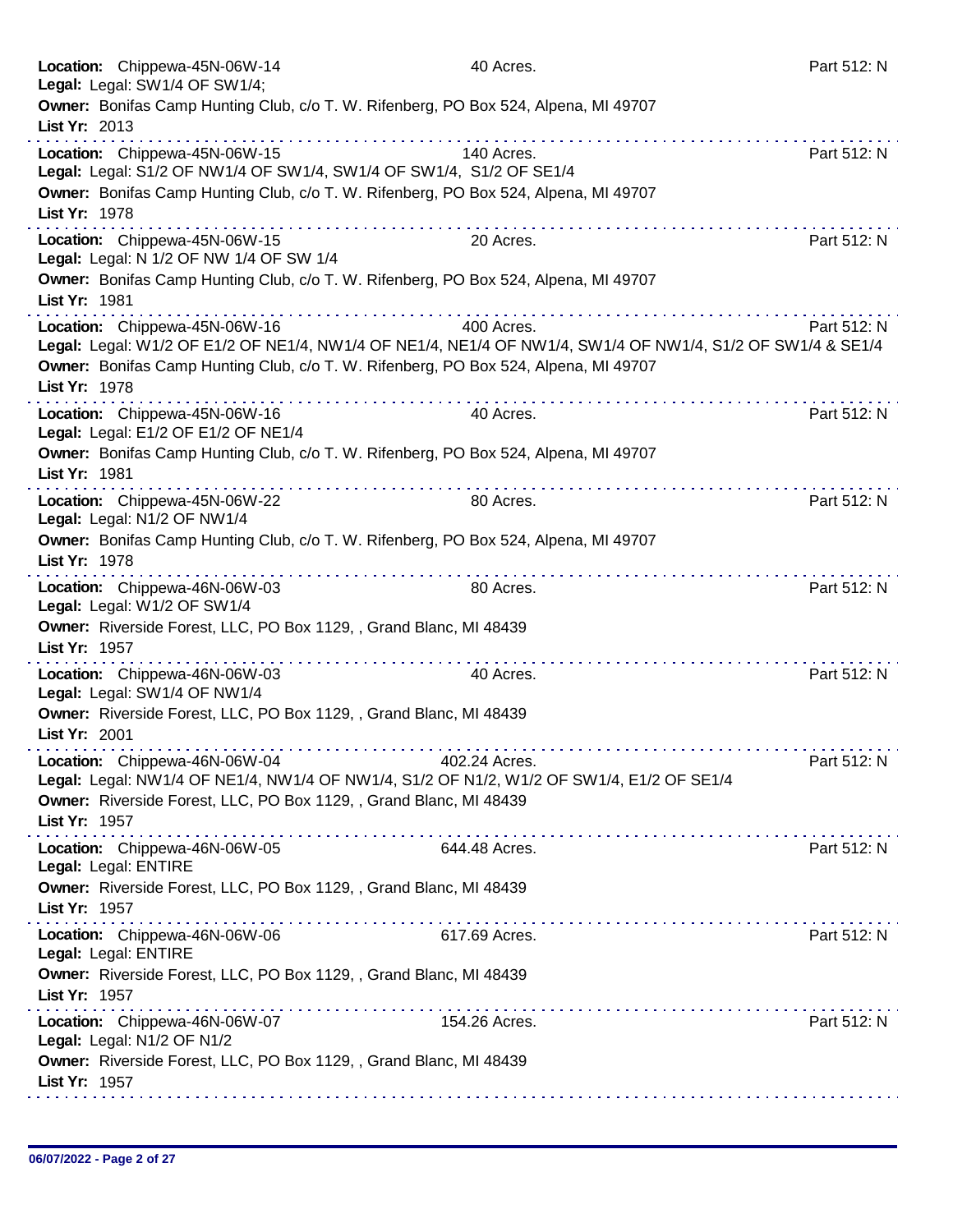**Location:** Chippewa-45N-06W-14 40 Acres. Part 512: N
**Legal:** Legal: SW1/4 OF SW1/4;
**Owner:** Bonifas Camp Hunting Club, c/o T. W. Rifenberg, PO Box 524, Alpena, MI 49707
**List Yr:** 2013

---

**Location:** Chippewa-45N-06W-15 140 Acres. Part 512: N
**Legal:** Legal: S1/2 OF NW1/4 OF SW1/4, SW1/4 OF SW1/4, S1/2 OF SE1/4
**Owner:** Bonifas Camp Hunting Club, c/o T. W. Rifenberg, PO Box 524, Alpena, MI 49707
**List Yr:** 1978

---

**Location:** Chippewa-45N-06W-15 20 Acres. Part 512: N
**Legal:** Legal: N 1/2 OF NW 1/4 OF SW 1/4
**Owner:** Bonifas Camp Hunting Club, c/o T. W. Rifenberg, PO Box 524, Alpena, MI 49707
**List Yr:** 1981

---

**Location:** Chippewa-45N-06W-16 400 Acres. Part 512: N
**Legal:** Legal: W1/2 OF E1/2 OF NE1/4, NW1/4 OF NE1/4, NE1/4 OF NW1/4, SW1/4 OF NW1/4, S1/2 OF SW1/4 & SE1/4
**Owner:** Bonifas Camp Hunting Club, c/o T. W. Rifenberg, PO Box 524, Alpena, MI 49707
**List Yr:** 1978

---

**Location:** Chippewa-45N-06W-16 40 Acres. Part 512: N
**Legal:** Legal: E1/2 OF E1/2 OF NE1/4
**Owner:** Bonifas Camp Hunting Club, c/o T. W. Rifenberg, PO Box 524, Alpena, MI 49707
**List Yr:** 1981

---

**Location:** Chippewa-45N-06W-22 80 Acres. Part 512: N
**Legal:** Legal: N1/2 OF NW1/4
**Owner:** Bonifas Camp Hunting Club, c/o T. W. Rifenberg, PO Box 524, Alpena, MI 49707
**List Yr:** 1978

---

**Location:** Chippewa-46N-06W-03 80 Acres. Part 512: N
**Legal:** Legal: W1/2 OF SW1/4
**Owner:** Riverside Forest, LLC, PO Box 1129, , Grand Blanc, MI 48439
**List Yr:** 1957

---

**Location:** Chippewa-46N-06W-03 40 Acres. Part 512: N
**Legal:** Legal: SW1/4 OF NW1/4
**Owner:** Riverside Forest, LLC, PO Box 1129, , Grand Blanc, MI 48439
**List Yr:** 2001

---

**Location:** Chippewa-46N-06W-04 402.24 Acres. Part 512: N
**Legal:** Legal: NW1/4 OF NE1/4, NW1/4 OF NW1/4, S1/2 OF N1/2, W1/2 OF SW1/4, E1/2 OF SE1/4
**Owner:** Riverside Forest, LLC, PO Box 1129, , Grand Blanc, MI 48439
**List Yr:** 1957

---

**Location:** Chippewa-46N-06W-05 644.48 Acres. Part 512: N
**Legal:** Legal: ENTIRE
**Owner:** Riverside Forest, LLC, PO Box 1129, , Grand Blanc, MI 48439
**List Yr:** 1957

---

**Location:** Chippewa-46N-06W-06 617.69 Acres. Part 512: N
**Legal:** Legal: ENTIRE
**Owner:** Riverside Forest, LLC, PO Box 1129, , Grand Blanc, MI 48439
**List Yr:** 1957

---

**Location:** Chippewa-46N-06W-07 154.26 Acres. Part 512: N
**Legal:** Legal: N1/2 OF N1/2
**Owner:** Riverside Forest, LLC, PO Box 1129, , Grand Blanc, MI 48439
**List Yr:** 1957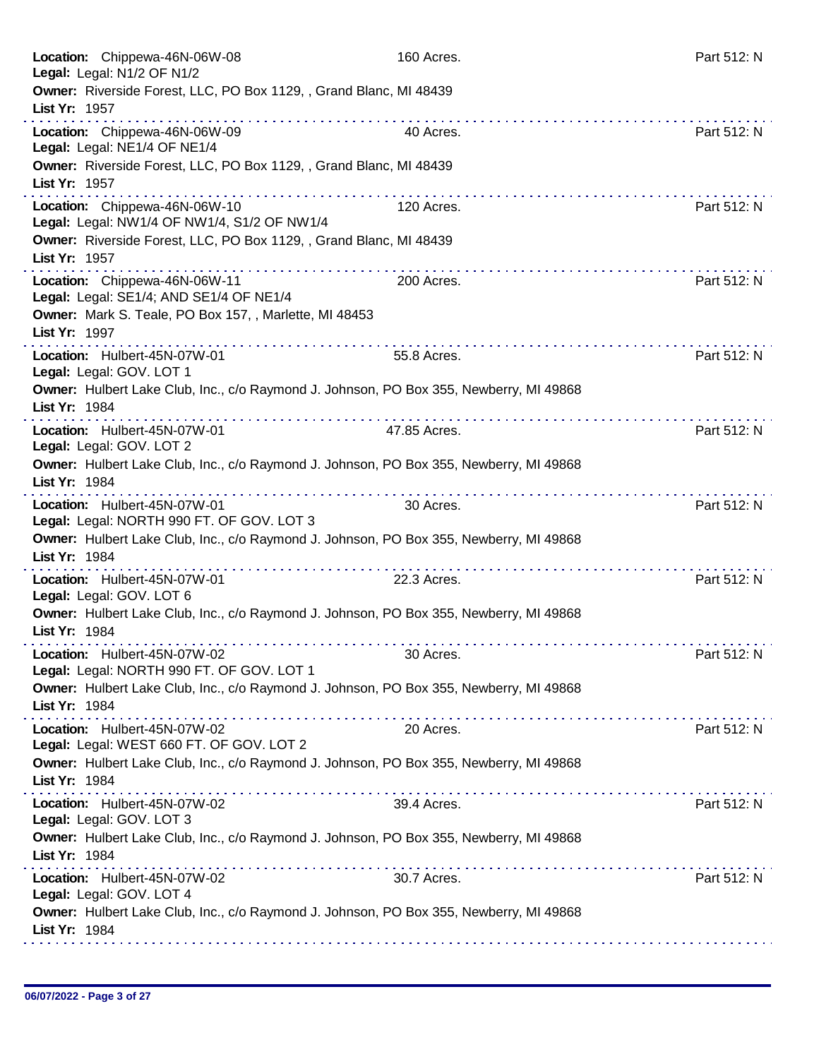**Location:** Chippewa-46N-06W-08 160 Acres. Part 512: N
**Legal:** Legal: N1/2 OF N1/2
**Owner:** Riverside Forest, LLC, PO Box 1129, , Grand Blanc, MI 48439
**List Yr:** 1957

---

**Location:** Chippewa-46N-06W-09 40 Acres. Part 512: N
**Legal:** Legal: NE1/4 OF NE1/4
**Owner:** Riverside Forest, LLC, PO Box 1129, , Grand Blanc, MI 48439
**List Yr:** 1957

---

**Location:** Chippewa-46N-06W-10 120 Acres. Part 512: N
**Legal:** Legal: NW1/4 OF NW1/4, S1/2 OF NW1/4
**Owner:** Riverside Forest, LLC, PO Box 1129, , Grand Blanc, MI 48439
**List Yr:** 1957

---

**Location:** Chippewa-46N-06W-11 200 Acres. Part 512: N
**Legal:** Legal: SE1/4; AND SE1/4 OF NE1/4
**Owner:** Mark S. Teale, PO Box 157, , Marlette, MI 48453
**List Yr:** 1997

---

**Location:** Hulbert-45N-07W-01 55.8 Acres. Part 512: N
**Legal:** Legal: GOV. LOT 1
**Owner:** Hulbert Lake Club, Inc., c/o Raymond J. Johnson, PO Box 355, Newberry, MI 49868
**List Yr:** 1984

---

**Location:** Hulbert-45N-07W-01 47.85 Acres. Part 512: N
**Legal:** Legal: GOV. LOT 2
**Owner:** Hulbert Lake Club, Inc., c/o Raymond J. Johnson, PO Box 355, Newberry, MI 49868
**List Yr:** 1984

---

**Location:** Hulbert-45N-07W-01 30 Acres. Part 512: N
**Legal:** Legal: NORTH 990 FT. OF GOV. LOT 3
**Owner:** Hulbert Lake Club, Inc., c/o Raymond J. Johnson, PO Box 355, Newberry, MI 49868
**List Yr:** 1984

---

**Location:** Hulbert-45N-07W-01 22.3 Acres. Part 512: N
**Legal:** Legal: GOV. LOT 6
**Owner:** Hulbert Lake Club, Inc., c/o Raymond J. Johnson, PO Box 355, Newberry, MI 49868
**List Yr:** 1984

---

**Location:** Hulbert-45N-07W-02 30 Acres. Part 512: N
**Legal:** Legal: NORTH 990 FT. OF GOV. LOT 1
**Owner:** Hulbert Lake Club, Inc., c/o Raymond J. Johnson, PO Box 355, Newberry, MI 49868
**List Yr:** 1984

---

**Location:** Hulbert-45N-07W-02 20 Acres. Part 512: N
**Legal:** Legal: WEST 660 FT. OF GOV. LOT 2
**Owner:** Hulbert Lake Club, Inc., c/o Raymond J. Johnson, PO Box 355, Newberry, MI 49868
**List Yr:** 1984

---

**Location:** Hulbert-45N-07W-02 39.4 Acres. Part 512: N
**Legal:** Legal: GOV. LOT 3
**Owner:** Hulbert Lake Club, Inc., c/o Raymond J. Johnson, PO Box 355, Newberry, MI 49868
**List Yr:** 1984

---

**Location:** Hulbert-45N-07W-02 30.7 Acres. Part 512: N
**Legal:** Legal: GOV. LOT 4
**Owner:** Hulbert Lake Club, Inc., c/o Raymond J. Johnson, PO Box 355, Newberry, MI 49868
**List Yr:** 1984

---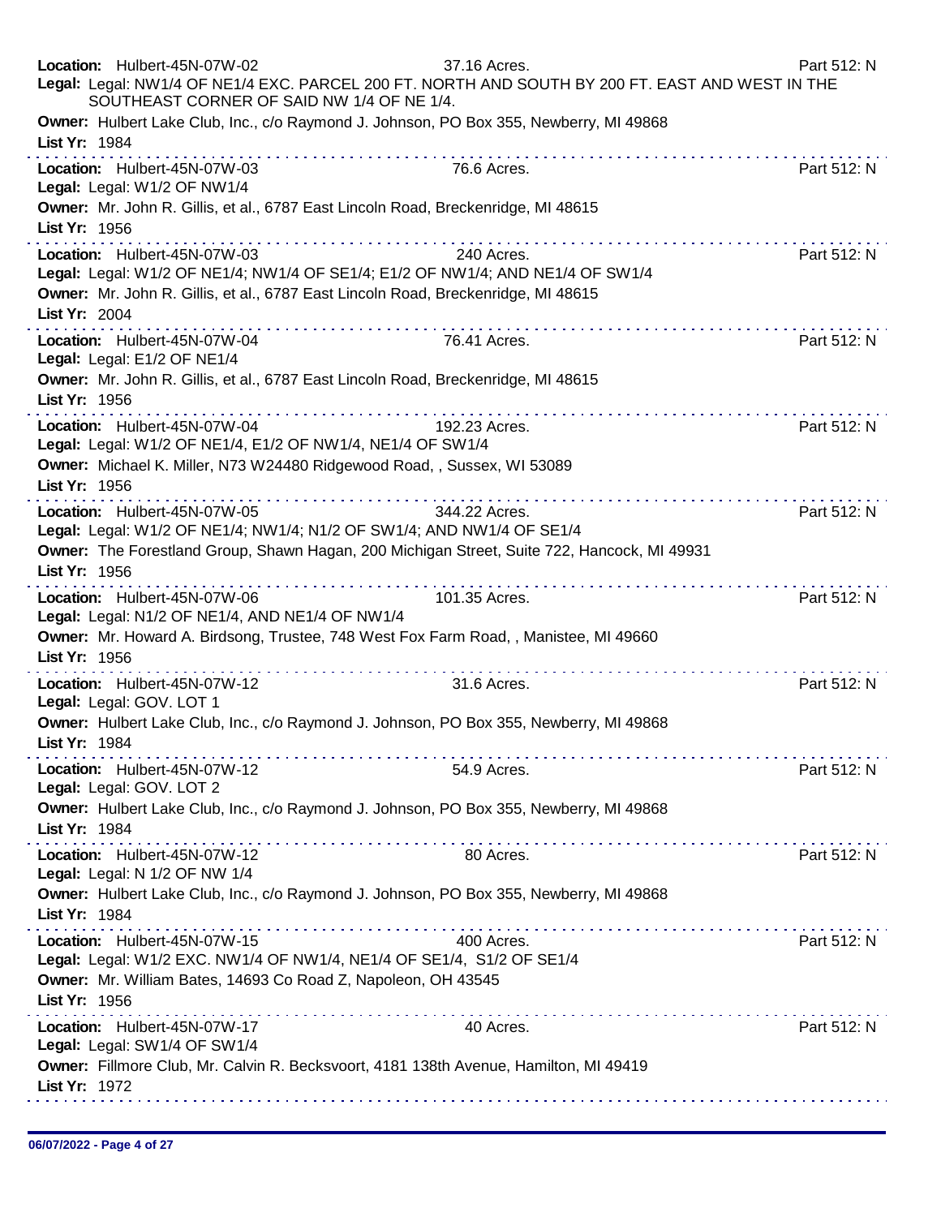**Location:** Hulbert-45N-07W-02 37.16 Acres. Part 512: N
**Legal:** Legal: NW1/4 OF NE1/4 EXC. PARCEL 200 FT. NORTH AND SOUTH BY 200 FT. EAST AND WEST IN THE SOUTHEAST CORNER OF SAID NW 1/4 OF NE 1/4.
**Owner:** Hulbert Lake Club, Inc., c/o Raymond J. Johnson, PO Box 355, Newberry, MI 49868
**List Yr:** 1984

---

**Location:** Hulbert-45N-07W-03 76.6 Acres. Part 512: N
**Legal:** Legal: W1/2 OF NW1/4
**Owner:** Mr. John R. Gillis, et al., 6787 East Lincoln Road, Breckenridge, MI 48615
**List Yr:** 1956

---

**Location:** Hulbert-45N-07W-03 240 Acres. Part 512: N
**Legal:** Legal: W1/2 OF NE1/4; NW1/4 OF SE1/4; E1/2 OF NW1/4; AND NE1/4 OF SW1/4
**Owner:** Mr. John R. Gillis, et al., 6787 East Lincoln Road, Breckenridge, MI 48615
**List Yr:** 2004

---

**Location:** Hulbert-45N-07W-04 76.41 Acres. Part 512: N
**Legal:** Legal: E1/2 OF NE1/4
**Owner:** Mr. John R. Gillis, et al., 6787 East Lincoln Road, Breckenridge, MI 48615
**List Yr:** 1956

---

**Location:** Hulbert-45N-07W-04 192.23 Acres. Part 512: N
**Legal:** Legal: W1/2 OF NE1/4, E1/2 OF NW1/4, NE1/4 OF SW1/4
**Owner:** Michael K. Miller, N73 W24480 Ridgewood Road, , Sussex, WI 53089
**List Yr:** 1956

---

**Location:** Hulbert-45N-07W-05 344.22 Acres. Part 512: N
**Legal:** Legal: W1/2 OF NE1/4; NW1/4; N1/2 OF SW1/4; AND NW1/4 OF SE1/4
**Owner:** The Forestland Group, Shawn Hagan, 200 Michigan Street, Suite 722, Hancock, MI 49931
**List Yr:** 1956

---

**Location:** Hulbert-45N-07W-06 101.35 Acres. Part 512: N
**Legal:** Legal: N1/2 OF NE1/4, AND NE1/4 OF NW1/4
**Owner:** Mr. Howard A. Birdsong, Trustee, 748 West Fox Farm Road, , Manistee, MI 49660
**List Yr:** 1956

---

**Location:** Hulbert-45N-07W-12 31.6 Acres. Part 512: N
**Legal:** Legal: GOV. LOT 1
**Owner:** Hulbert Lake Club, Inc., c/o Raymond J. Johnson, PO Box 355, Newberry, MI 49868
**List Yr:** 1984

---

**Location:** Hulbert-45N-07W-12 54.9 Acres. Part 512: N
**Legal:** Legal: GOV. LOT 2
**Owner:** Hulbert Lake Club, Inc., c/o Raymond J. Johnson, PO Box 355, Newberry, MI 49868
**List Yr:** 1984

---

**Location:** Hulbert-45N-07W-12 80 Acres. Part 512: N
**Legal:** Legal: N 1/2 OF NW 1/4
**Owner:** Hulbert Lake Club, Inc., c/o Raymond J. Johnson, PO Box 355, Newberry, MI 49868
**List Yr:** 1984

---

**Location:** Hulbert-45N-07W-15 400 Acres. Part 512: N
**Legal:** Legal: W1/2 EXC. NW1/4 OF NW1/4, NE1/4 OF SE1/4, S1/2 OF SE1/4
**Owner:** Mr. William Bates, 14693 Co Road Z, Napoleon, OH 43545
**List Yr:** 1956

---

**Location:** Hulbert-45N-07W-17 40 Acres. Part 512: N
**Legal:** Legal: SW1/4 OF SW1/4
**Owner:** Fillmore Club, Mr. Calvin R. Becksvoort, 4181 138th Avenue, Hamilton, MI 49419
**List Yr:** 1972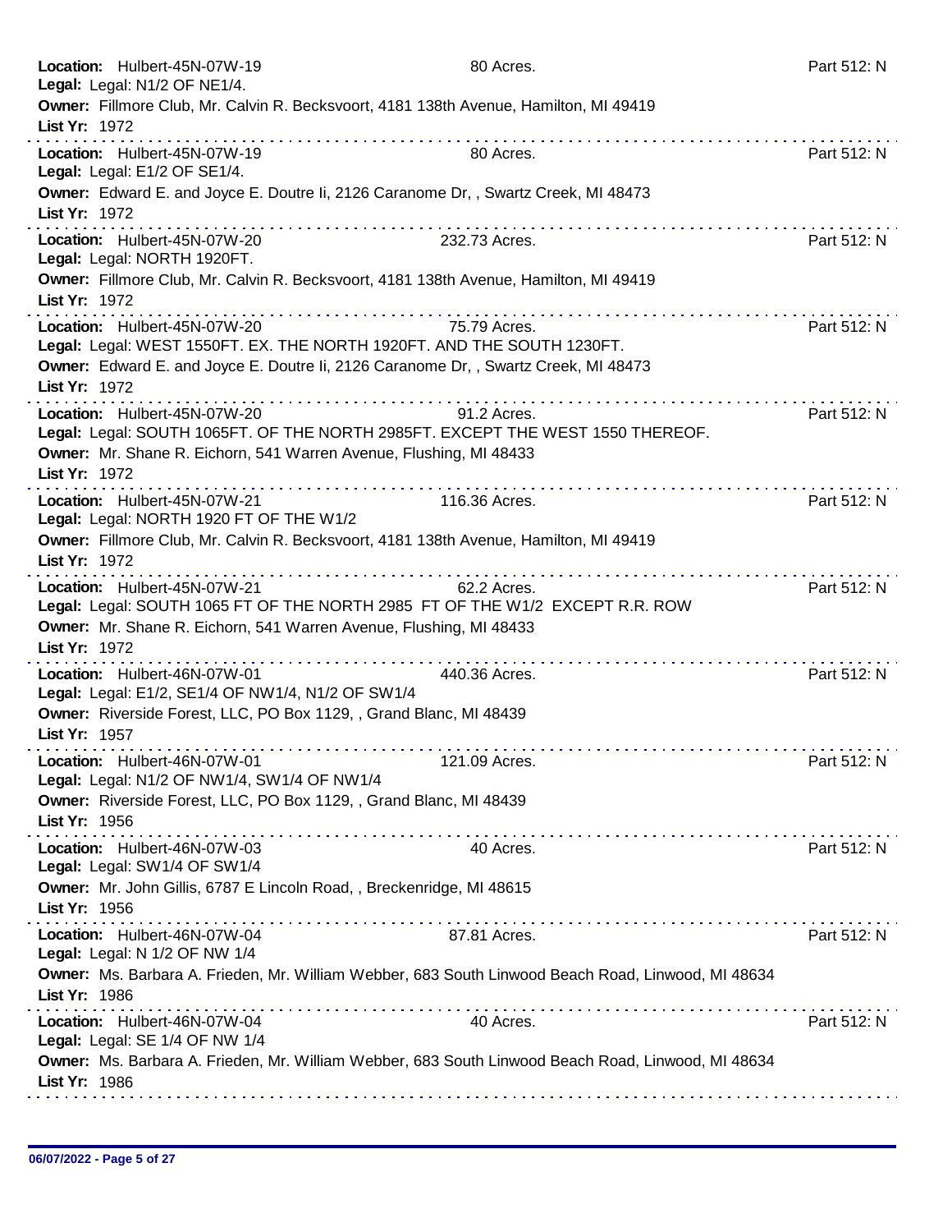**Location:** Hulbert-45N-07W-19 80 Acres. Part 512: N
**Legal:** Legal: N1/2 OF NE1/4.
**Owner:** Fillmore Club, Mr. Calvin R. Becksvoort, 4181 138th Avenue, Hamilton, MI 49419
**List Yr:** 1972

---

**Location:** Hulbert-45N-07W-19 80 Acres. Part 512: N
**Legal:** Legal: E1/2 OF SE1/4.
**Owner:** Edward E. and Joyce E. Doutre Ii, 2126 Caranome Dr, , Swartz Creek, MI 48473
**List Yr:** 1972

---

**Location:** Hulbert-45N-07W-20 232.73 Acres. Part 512: N
**Legal:** Legal: NORTH 1920FT.
**Owner:** Fillmore Club, Mr. Calvin R. Becksvoort, 4181 138th Avenue, Hamilton, MI 49419
**List Yr:** 1972

---

**Location:** Hulbert-45N-07W-20 75.79 Acres. Part 512: N
**Legal:** Legal: WEST 1550FT. EX. THE NORTH 1920FT. AND THE SOUTH 1230FT.
**Owner:** Edward E. and Joyce E. Doutre Ii, 2126 Caranome Dr, , Swartz Creek, MI 48473
**List Yr:** 1972

---

**Location:** Hulbert-45N-07W-20 91.2 Acres. Part 512: N
**Legal:** Legal: SOUTH 1065FT. OF THE NORTH 2985FT. EXCEPT THE WEST 1550 THEREOF.
**Owner:** Mr. Shane R. Eichorn, 541 Warren Avenue, Flushing, MI 48433
**List Yr:** 1972

---

**Location:** Hulbert-45N-07W-21 116.36 Acres. Part 512: N
**Legal:** Legal: NORTH 1920 FT OF THE W1/2
**Owner:** Fillmore Club, Mr. Calvin R. Becksvoort, 4181 138th Avenue, Hamilton, MI 49419
**List Yr:** 1972

---

**Location:** Hulbert-45N-07W-21 62.2 Acres. Part 512: N
**Legal:** Legal: SOUTH 1065 FT OF THE NORTH 2985 FT OF THE W1/2 EXCEPT R.R. ROW
**Owner:** Mr. Shane R. Eichorn, 541 Warren Avenue, Flushing, MI 48433
**List Yr:** 1972

---

**Location:** Hulbert-46N-07W-01 440.36 Acres. Part 512: N
**Legal:** Legal: E1/2, SE1/4 OF NW1/4, N1/2 OF SW1/4
**Owner:** Riverside Forest, LLC, PO Box 1129, , Grand Blanc, MI 48439
**List Yr:** 1957

---

**Location:** Hulbert-46N-07W-01 121.09 Acres. Part 512: N
**Legal:** Legal: N1/2 OF NW1/4, SW1/4 OF NW1/4
**Owner:** Riverside Forest, LLC, PO Box 1129, , Grand Blanc, MI 48439
**List Yr:** 1956

---

**Location:** Hulbert-46N-07W-03 40 Acres. Part 512: N
**Legal:** Legal: SW1/4 OF SW1/4
**Owner:** Mr. John Gillis, 6787 E Lincoln Road, , Breckenridge, MI 48615
**List Yr:** 1956

---

**Location:** Hulbert-46N-07W-04 87.81 Acres. Part 512: N
**Legal:** Legal: N 1/2 OF NW 1/4
**Owner:** Ms. Barbara A. Frieden, Mr. William Webber, 683 South Linwood Beach Road, Linwood, MI 48634
**List Yr:** 1986

---

**Location:** Hulbert-46N-07W-04 40 Acres. Part 512: N
**Legal:** Legal: SE 1/4 OF NW 1/4
**Owner:** Ms. Barbara A. Frieden, Mr. William Webber, 683 South Linwood Beach Road, Linwood, MI 48634
**List Yr:** 1986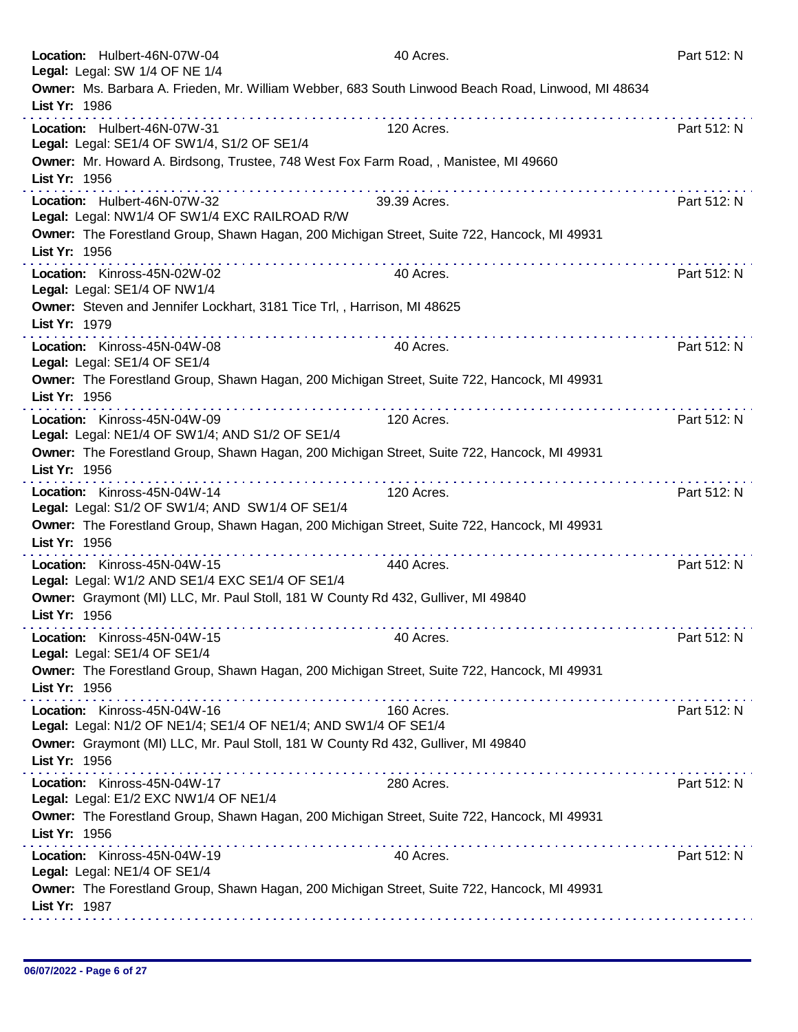**Location:** Hulbert-46N-07W-04 40 Acres. Part 512: N
**Legal:** Legal: SW 1/4 OF NE 1/4
**Owner:** Ms. Barbara A. Frieden, Mr. William Webber, 683 South Linwood Beach Road, Linwood, MI 48634
**List Yr:** 1986

---

**Location:** Hulbert-46N-07W-31 120 Acres. Part 512: N
**Legal:** Legal: SE1/4 OF SW1/4, S1/2 OF SE1/4
**Owner:** Mr. Howard A. Birdsong, Trustee, 748 West Fox Farm Road, , Manistee, MI 49660
**List Yr:** 1956

---

**Location:** Hulbert-46N-07W-32 39.39 Acres. Part 512: N
**Legal:** Legal: NW1/4 OF SW1/4 EXC RAILROAD R/W
**Owner:** The Forestland Group, Shawn Hagan, 200 Michigan Street, Suite 722, Hancock, MI 49931
**List Yr:** 1956

---

**Location:** Kinross-45N-02W-02 40 Acres. Part 512: N
**Legal:** Legal: SE1/4 OF NW1/4
**Owner:** Steven and Jennifer Lockhart, 3181 Tice Trl, , Harrison, MI 48625
**List Yr:** 1979

---

**Location:** Kinross-45N-04W-08 40 Acres. Part 512: N
**Legal:** Legal: SE1/4 OF SE1/4
**Owner:** The Forestland Group, Shawn Hagan, 200 Michigan Street, Suite 722, Hancock, MI 49931
**List Yr:** 1956

---

**Location:** Kinross-45N-04W-09 120 Acres. Part 512: N
**Legal:** Legal: NE1/4 OF SW1/4; AND S1/2 OF SE1/4
**Owner:** The Forestland Group, Shawn Hagan, 200 Michigan Street, Suite 722, Hancock, MI 49931
**List Yr:** 1956

---

**Location:** Kinross-45N-04W-14 120 Acres. Part 512: N
**Legal:** Legal: S1/2 OF SW1/4; AND SW1/4 OF SE1/4
**Owner:** The Forestland Group, Shawn Hagan, 200 Michigan Street, Suite 722, Hancock, MI 49931
**List Yr:** 1956

---

**Location:** Kinross-45N-04W-15 440 Acres. Part 512: N
**Legal:** Legal: W1/2 AND SE1/4 EXC SE1/4 OF SE1/4
**Owner:** Graymont (MI) LLC, Mr. Paul Stoll, 181 W County Rd 432, Gulliver, MI 49840
**List Yr:** 1956

---

**Location:** Kinross-45N-04W-15 40 Acres. Part 512: N
**Legal:** Legal: SE1/4 OF SE1/4
**Owner:** The Forestland Group, Shawn Hagan, 200 Michigan Street, Suite 722, Hancock, MI 49931
**List Yr:** 1956

---

**Location:** Kinross-45N-04W-16 160 Acres. Part 512: N
**Legal:** Legal: N1/2 OF NE1/4; SE1/4 OF NE1/4; AND SW1/4 OF SE1/4
**Owner:** Graymont (MI) LLC, Mr. Paul Stoll, 181 W County Rd 432, Gulliver, MI 49840
**List Yr:** 1956

---

**Location:** Kinross-45N-04W-17 280 Acres. Part 512: N
**Legal:** Legal: E1/2 EXC NW1/4 OF NE1/4
**Owner:** The Forestland Group, Shawn Hagan, 200 Michigan Street, Suite 722, Hancock, MI 49931
**List Yr:** 1956

---

**Location:** Kinross-45N-04W-19 40 Acres. Part 512: N
**Legal:** Legal: NE1/4 OF SE1/4
**Owner:** The Forestland Group, Shawn Hagan, 200 Michigan Street, Suite 722, Hancock, MI 49931
**List Yr:** 1987

06/07/2022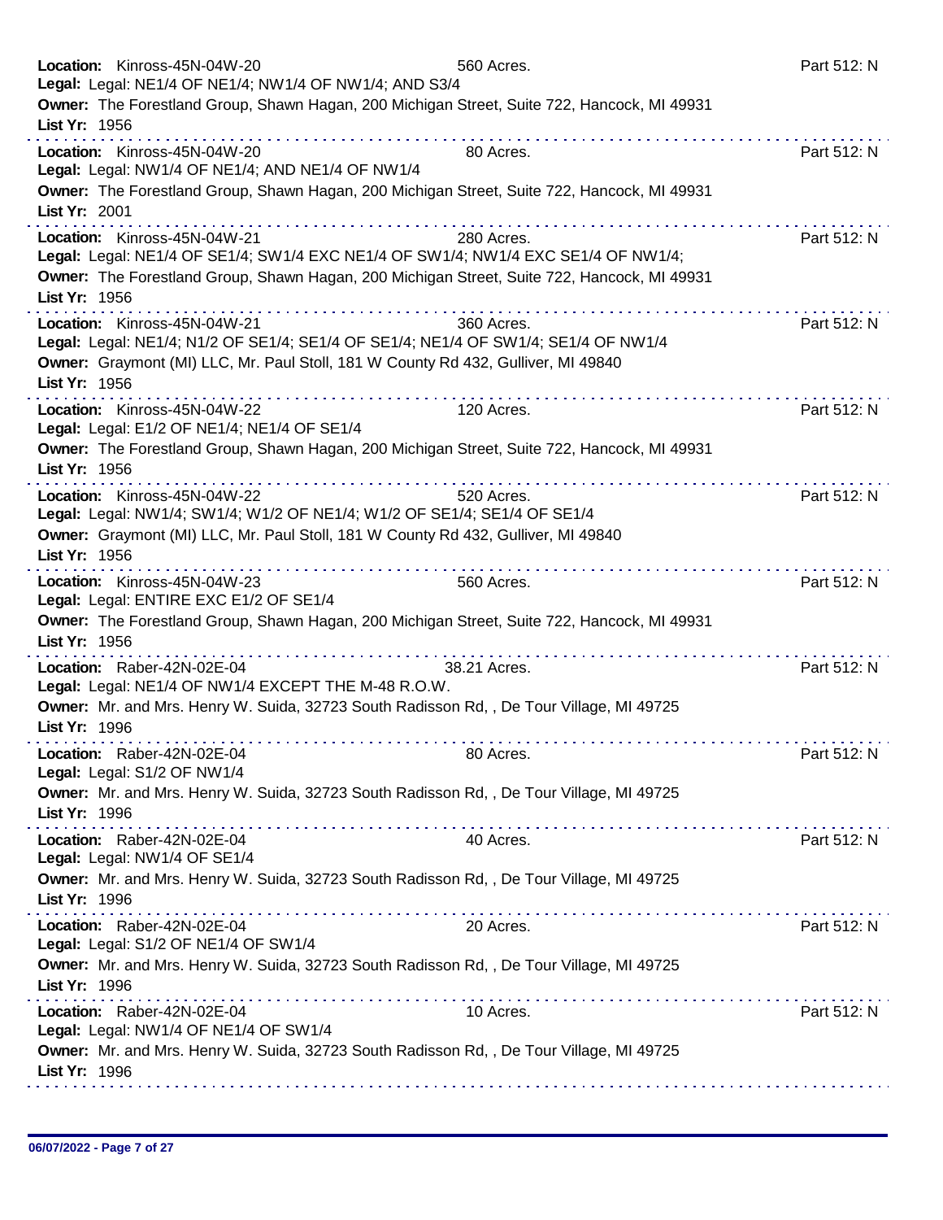**Location:** Kinross-45N-04W-20 560 Acres. Part 512: N
**Legal:** Legal: NE1/4 OF NE1/4; NW1/4 OF NW1/4; AND S3/4
**Owner:** The Forestland Group, Shawn Hagan, 200 Michigan Street, Suite 722, Hancock, MI 49931
**List Yr:** 1956

---

**Location:** Kinross-45N-04W-20 80 Acres. Part 512: N
**Legal:** Legal: NW1/4 OF NE1/4; AND NE1/4 OF NW1/4
**Owner:** The Forestland Group, Shawn Hagan, 200 Michigan Street, Suite 722, Hancock, MI 49931
**List Yr:** 2001

---

**Location:** Kinross-45N-04W-21 280 Acres. Part 512: N
**Legal:** Legal: NE1/4 OF SE1/4; SW1/4 EXC NE1/4 OF SW1/4; NW1/4 EXC SE1/4 OF NW1/4;
**Owner:** The Forestland Group, Shawn Hagan, 200 Michigan Street, Suite 722, Hancock, MI 49931
**List Yr:** 1956

---

**Location:** Kinross-45N-04W-21 360 Acres. Part 512: N
**Legal:** Legal: NE1/4; N1/2 OF SE1/4; SE1/4 OF SE1/4; NE1/4 OF SW1/4; SE1/4 OF NW1/4
**Owner:** Graymont (MI) LLC, Mr. Paul Stoll, 181 W County Rd 432, Gulliver, MI 49840
**List Yr:** 1956

---

**Location:** Kinross-45N-04W-22 120 Acres. Part 512: N
**Legal:** Legal: E1/2 OF NE1/4; NE1/4 OF SE1/4
**Owner:** The Forestland Group, Shawn Hagan, 200 Michigan Street, Suite 722, Hancock, MI 49931
**List Yr:** 1956

---

**Location:** Kinross-45N-04W-22 520 Acres. Part 512: N
**Legal:** Legal: NW1/4; SW1/4; W1/2 OF NE1/4; W1/2 OF SE1/4; SE1/4 OF SE1/4
**Owner:** Graymont (MI) LLC, Mr. Paul Stoll, 181 W County Rd 432, Gulliver, MI 49840
**List Yr:** 1956

---

**Location:** Kinross-45N-04W-23 560 Acres. Part 512: N
**Legal:** Legal: ENTIRE EXC E1/2 OF SE1/4
**Owner:** The Forestland Group, Shawn Hagan, 200 Michigan Street, Suite 722, Hancock, MI 49931
**List Yr:** 1956

---

**Location:** Raber-42N-02E-04 38.21 Acres. Part 512: N
**Legal:** Legal: NE1/4 OF NW1/4 EXCEPT THE M-48 R.O.W.
**Owner:** Mr. and Mrs. Henry W. Suida, 32723 South Radisson Rd, , De Tour Village, MI 49725
**List Yr:** 1996

---

**Location:** Raber-42N-02E-04 80 Acres. Part 512: N
**Legal:** Legal: S1/2 OF NW1/4
**Owner:** Mr. and Mrs. Henry W. Suida, 32723 South Radisson Rd, , De Tour Village, MI 49725
**List Yr:** 1996

---

**Location:** Raber-42N-02E-04 40 Acres. Part 512: N
**Legal:** Legal: NW1/4 OF SE1/4
**Owner:** Mr. and Mrs. Henry W. Suida, 32723 South Radisson Rd, , De Tour Village, MI 49725
**List Yr:** 1996

---

**Location:** Raber-42N-02E-04 20 Acres. Part 512: N
**Legal:** Legal: S1/2 OF NE1/4 OF SW1/4
**Owner:** Mr. and Mrs. Henry W. Suida, 32723 South Radisson Rd, , De Tour Village, MI 49725
**List Yr:** 1996

---

**Location:** Raber-42N-02E-04 10 Acres. Part 512: N
**Legal:** Legal: NW1/4 OF NE1/4 OF SW1/4
**Owner:** Mr. and Mrs. Henry W. Suida, 32723 South Radisson Rd, , De Tour Village, MI 49725
**List Yr:** 1996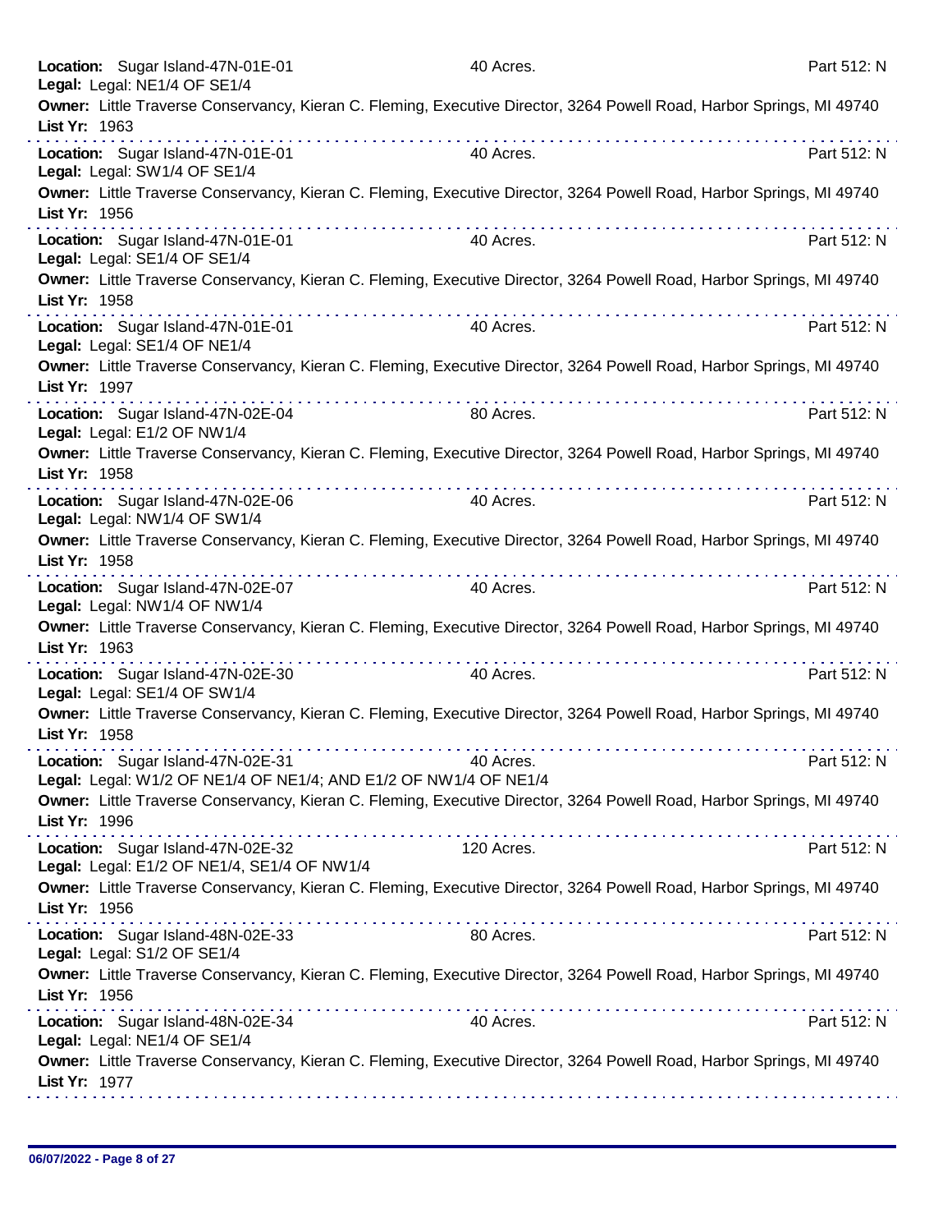**Location:** Sugar Island-47N-01E-01 40 Acres. Part 512: N
**Legal:** Legal: NE1/4 OF SE1/4
**Owner:** Little Traverse Conservancy, Kieran C. Fleming, Executive Director, 3264 Powell Road, Harbor Springs, MI 49740
**List Yr:** 1963

---

**Location:** Sugar Island-47N-01E-01 40 Acres. Part 512: N
**Legal:** Legal: SW1/4 OF SE1/4
**Owner:** Little Traverse Conservancy, Kieran C. Fleming, Executive Director, 3264 Powell Road, Harbor Springs, MI 49740
**List Yr:** 1956

---

**Location:** Sugar Island-47N-01E-01 40 Acres. Part 512: N
**Legal:** Legal: SE1/4 OF SE1/4
**Owner:** Little Traverse Conservancy, Kieran C. Fleming, Executive Director, 3264 Powell Road, Harbor Springs, MI 49740
**List Yr:** 1958

---

**Location:** Sugar Island-47N-01E-01 40 Acres. Part 512: N
**Legal:** Legal: SE1/4 OF NE1/4
**Owner:** Little Traverse Conservancy, Kieran C. Fleming, Executive Director, 3264 Powell Road, Harbor Springs, MI 49740
**List Yr:** 1997

---

**Location:** Sugar Island-47N-02E-04 80 Acres. Part 512: N
**Legal:** Legal: E1/2 OF NW1/4
**Owner:** Little Traverse Conservancy, Kieran C. Fleming, Executive Director, 3264 Powell Road, Harbor Springs, MI 49740
**List Yr:** 1958

---

**Location:** Sugar Island-47N-02E-06 40 Acres. Part 512: N
**Legal:** Legal: NW1/4 OF SW1/4
**Owner:** Little Traverse Conservancy, Kieran C. Fleming, Executive Director, 3264 Powell Road, Harbor Springs, MI 49740
**List Yr:** 1958

---

**Location:** Sugar Island-47N-02E-07 40 Acres. Part 512: N
**Legal:** Legal: NW1/4 OF NW1/4
**Owner:** Little Traverse Conservancy, Kieran C. Fleming, Executive Director, 3264 Powell Road, Harbor Springs, MI 49740
**List Yr:** 1963

---

**Location:** Sugar Island-47N-02E-30 40 Acres. Part 512: N
**Legal:** Legal: SE1/4 OF SW1/4
**Owner:** Little Traverse Conservancy, Kieran C. Fleming, Executive Director, 3264 Powell Road, Harbor Springs, MI 49740
**List Yr:** 1958

---

**Location:** Sugar Island-47N-02E-31 40 Acres. Part 512: N
**Legal:** Legal: W1/2 OF NE1/4 OF NE1/4; AND E1/2 OF NW1/4 OF NE1/4
**Owner:** Little Traverse Conservancy, Kieran C. Fleming, Executive Director, 3264 Powell Road, Harbor Springs, MI 49740
**List Yr:** 1996

---

**Location:** Sugar Island-47N-02E-32 120 Acres. Part 512: N
**Legal:** Legal: E1/2 OF NE1/4, SE1/4 OF NW1/4
**Owner:** Little Traverse Conservancy, Kieran C. Fleming, Executive Director, 3264 Powell Road, Harbor Springs, MI 49740
**List Yr:** 1956

---

**Location:** Sugar Island-48N-02E-33 80 Acres. Part 512: N
**Legal:** Legal: S1/2 OF SE1/4
**Owner:** Little Traverse Conservancy, Kieran C. Fleming, Executive Director, 3264 Powell Road, Harbor Springs, MI 49740
**List Yr:** 1956

---

**Location:** Sugar Island-48N-02E-34 40 Acres. Part 512: N
**Legal:** Legal: NE1/4 OF SE1/4
**Owner:** Little Traverse Conservancy, Kieran C. Fleming, Executive Director, 3264 Powell Road, Harbor Springs, MI 49740
**List Yr:** 1977

---

06/07/2022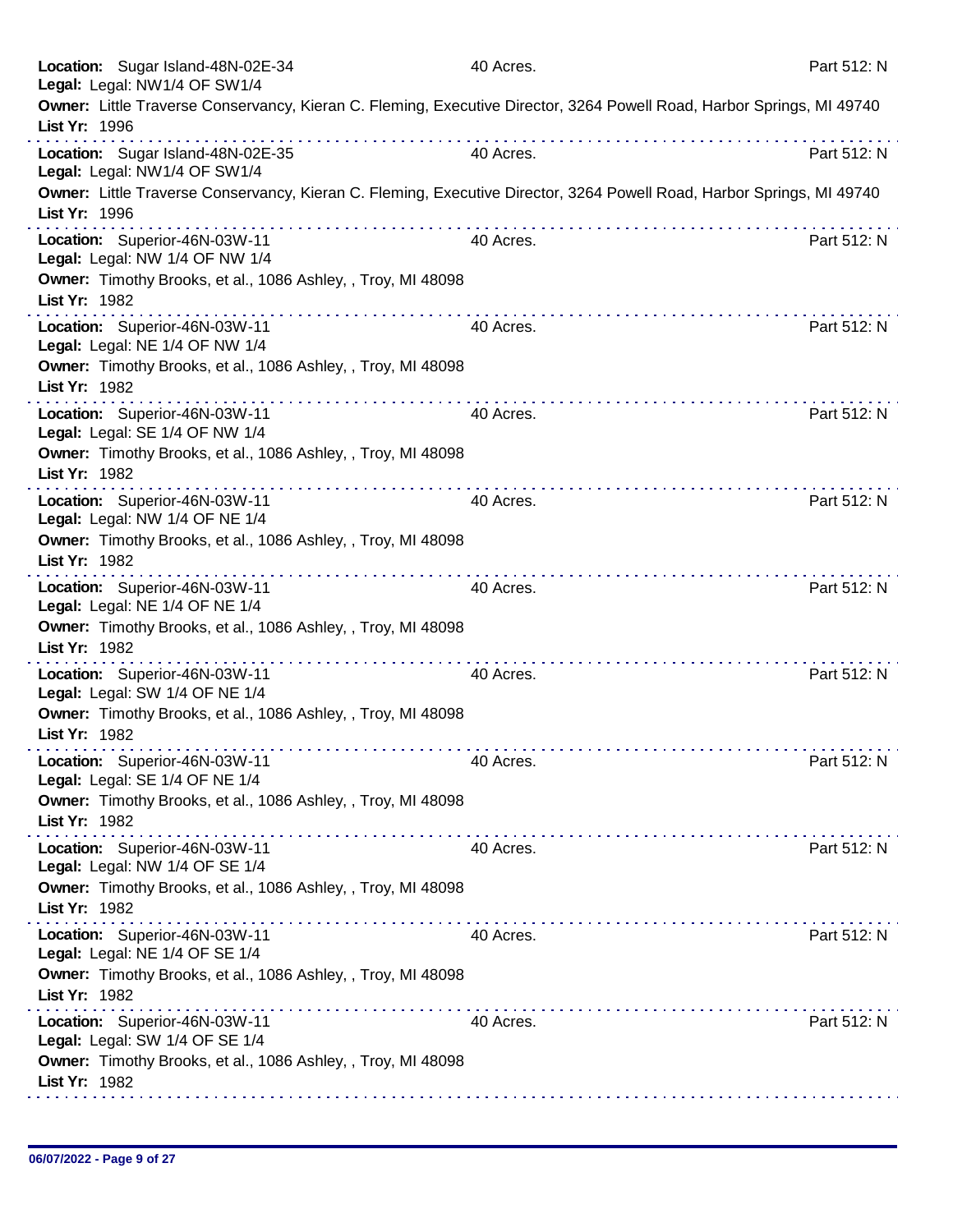**Location:** Sugar Island-48N-02E-34 40 Acres. Part 512: N
**Legal:** Legal: NW1/4 OF SW1/4
**Owner:** Little Traverse Conservancy, Kieran C. Fleming, Executive Director, 3264 Powell Road, Harbor Springs, MI 49740
**List Yr:** 1996

---

**Location:** Sugar Island-48N-02E-35 40 Acres. Part 512: N
**Legal:** Legal: NW1/4 OF SW1/4
**Owner:** Little Traverse Conservancy, Kieran C. Fleming, Executive Director, 3264 Powell Road, Harbor Springs, MI 49740
**List Yr:** 1996

---

**Location:** Superior-46N-03W-11 40 Acres. Part 512: N
**Legal:** Legal: NW 1/4 OF NW 1/4
**Owner:** Timothy Brooks, et al., 1086 Ashley, , Troy, MI 48098
**List Yr:** 1982

---

**Location:** Superior-46N-03W-11 40 Acres. Part 512: N
**Legal:** Legal: NE 1/4 OF NW 1/4
**Owner:** Timothy Brooks, et al., 1086 Ashley, , Troy, MI 48098
**List Yr:** 1982

---

**Location:** Superior-46N-03W-11 40 Acres. Part 512: N
**Legal:** Legal: SE 1/4 OF NW 1/4
**Owner:** Timothy Brooks, et al., 1086 Ashley, , Troy, MI 48098
**List Yr:** 1982

---

**Location:** Superior-46N-03W-11 40 Acres. Part 512: N
**Legal:** Legal: NW 1/4 OF NE 1/4
**Owner:** Timothy Brooks, et al., 1086 Ashley, , Troy, MI 48098
**List Yr:** 1982

---

**Location:** Superior-46N-03W-11 40 Acres. Part 512: N
**Legal:** Legal: NE 1/4 OF NE 1/4
**Owner:** Timothy Brooks, et al., 1086 Ashley, , Troy, MI 48098
**List Yr:** 1982

---

**Location:** Superior-46N-03W-11 40 Acres. Part 512: N
**Legal:** Legal: SW 1/4 OF NE 1/4
**Owner:** Timothy Brooks, et al., 1086 Ashley, , Troy, MI 48098
**List Yr:** 1982

---

**Location:** Superior-46N-03W-11 40 Acres. Part 512: N
**Legal:** Legal: SE 1/4 OF NE 1/4
**Owner:** Timothy Brooks, et al., 1086 Ashley, , Troy, MI 48098
**List Yr:** 1982

---

**Location:** Superior-46N-03W-11 40 Acres. Part 512: N
**Legal:** Legal: NW 1/4 OF SE 1/4
**Owner:** Timothy Brooks, et al., 1086 Ashley, , Troy, MI 48098
**List Yr:** 1982

---

**Location:** Superior-46N-03W-11 40 Acres. Part 512: N
**Legal:** Legal: NE 1/4 OF SE 1/4
**Owner:** Timothy Brooks, et al., 1086 Ashley, , Troy, MI 48098
**List Yr:** 1982

---

**Location:** Superior-46N-03W-11 40 Acres. Part 512: N
**Legal:** Legal: SW 1/4 OF SE 1/4
**Owner:** Timothy Brooks, et al., 1086 Ashley, , Troy, MI 48098
**List Yr:** 1982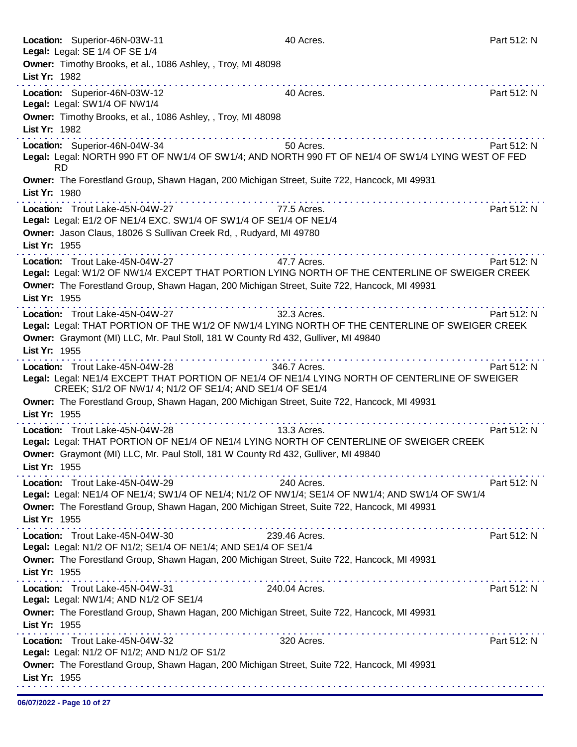**Location:** Superior-46N-03W-11 — 40 Acres. — Part 512: N
**Legal:** Legal: SE 1/4 OF SE 1/4
**Owner:** Timothy Brooks, et al., 1086 Ashley, , Troy, MI 48098
**List Yr:** 1982

---

**Location:** Superior-46N-03W-12 — 40 Acres. — Part 512: N
**Legal:** Legal: SW1/4 OF NW1/4
**Owner:** Timothy Brooks, et al., 1086 Ashley, , Troy, MI 48098
**List Yr:** 1982

---

**Location:** Superior-46N-04W-34 — 50 Acres. — Part 512: N
**Legal:** Legal: NORTH 990 FT OF NW1/4 OF SW1/4; AND NORTH 990 FT OF NE1/4 OF SW1/4 LYING WEST OF FED RD
**Owner:** The Forestland Group, Shawn Hagan, 200 Michigan Street, Suite 722, Hancock, MI 49931
**List Yr:** 1980

---

**Location:** Trout Lake-45N-04W-27 — 77.5 Acres. — Part 512: N
**Legal:** Legal: E1/2 OF NE1/4 EXC. SW1/4 OF SW1/4 OF SE1/4 OF NE1/4
**Owner:** Jason Claus, 18026 S Sullivan Creek Rd, , Rudyard, MI 49780
**List Yr:** 1955

---

**Location:** Trout Lake-45N-04W-27 — 47.7 Acres. — Part 512: N
**Legal:** Legal: W1/2 OF NW1/4 EXCEPT THAT PORTION LYING NORTH OF THE CENTERLINE OF SWEIGER CREEK
**Owner:** The Forestland Group, Shawn Hagan, 200 Michigan Street, Suite 722, Hancock, MI 49931
**List Yr:** 1955

---

**Location:** Trout Lake-45N-04W-27 — 32.3 Acres. — Part 512: N
**Legal:** Legal: THAT PORTION OF THE W1/2 OF NW1/4 LYING NORTH OF THE CENTERLINE OF SWEIGER CREEK
**Owner:** Graymont (MI) LLC, Mr. Paul Stoll, 181 W County Rd 432, Gulliver, MI 49840
**List Yr:** 1955

---

**Location:** Trout Lake-45N-04W-28 — 346.7 Acres. — Part 512: N
**Legal:** Legal: NE1/4 EXCEPT THAT PORTION OF NE1/4 OF NE1/4 LYING NORTH OF CENTERLINE OF SWEIGER CREEK; S1/2 OF NW1/ 4; N1/2 OF SE1/4; AND SE1/4 OF SE1/4
**Owner:** The Forestland Group, Shawn Hagan, 200 Michigan Street, Suite 722, Hancock, MI 49931
**List Yr:** 1955

---

**Location:** Trout Lake-45N-04W-28 — 13.3 Acres. — Part 512: N
**Legal:** Legal: THAT PORTION OF NE1/4 OF NE1/4 LYING NORTH OF CENTERLINE OF SWEIGER CREEK
**Owner:** Graymont (MI) LLC, Mr. Paul Stoll, 181 W County Rd 432, Gulliver, MI 49840
**List Yr:** 1955

---

**Location:** Trout Lake-45N-04W-29 — 240 Acres. — Part 512: N
**Legal:** Legal: NE1/4 OF NE1/4; SW1/4 OF NE1/4; N1/2 OF NW1/4; SE1/4 OF NW1/4; AND SW1/4 OF SW1/4
**Owner:** The Forestland Group, Shawn Hagan, 200 Michigan Street, Suite 722, Hancock, MI 49931
**List Yr:** 1955

---

**Location:** Trout Lake-45N-04W-30 — 239.46 Acres. — Part 512: N
**Legal:** Legal: N1/2 OF N1/2; SE1/4 OF NE1/4; AND SE1/4 OF SE1/4
**Owner:** The Forestland Group, Shawn Hagan, 200 Michigan Street, Suite 722, Hancock, MI 49931
**List Yr:** 1955

---

**Location:** Trout Lake-45N-04W-31 — 240.04 Acres. — Part 512: N
**Legal:** Legal: NW1/4; AND N1/2 OF SE1/4
**Owner:** The Forestland Group, Shawn Hagan, 200 Michigan Street, Suite 722, Hancock, MI 49931
**List Yr:** 1955

---

**Location:** Trout Lake-45N-04W-32 — 320 Acres. — Part 512: N
**Legal:** Legal: N1/2 OF N1/2; AND N1/2 OF S1/2
**Owner:** The Forestland Group, Shawn Hagan, 200 Michigan Street, Suite 722, Hancock, MI 49931
**List Yr:** 1955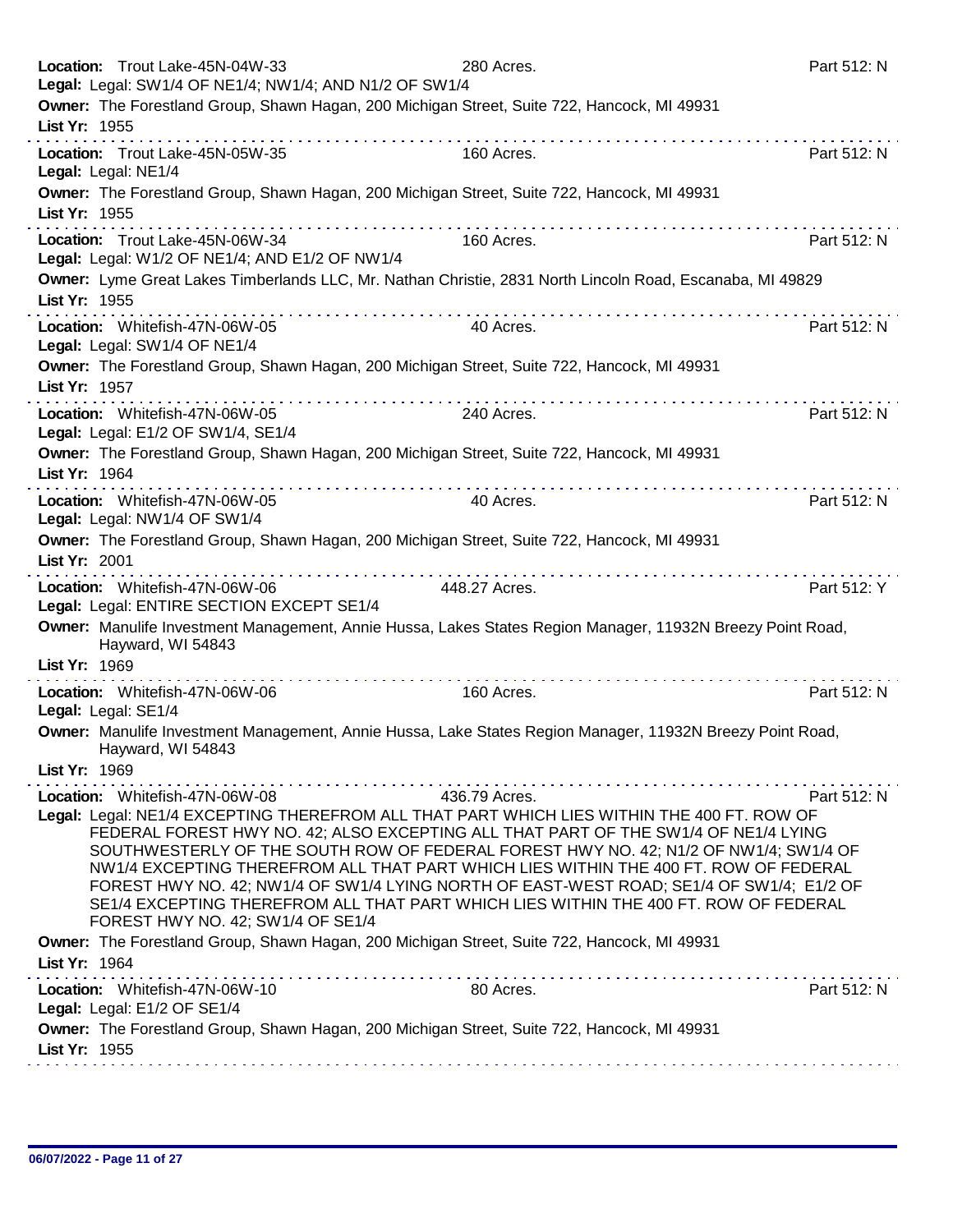**Location:** Trout Lake-45N-04W-33 280 Acres. Part 512: N
**Legal:** Legal: SW1/4 OF NE1/4; NW1/4; AND N1/2 OF SW1/4
**Owner:** The Forestland Group, Shawn Hagan, 200 Michigan Street, Suite 722, Hancock, MI 49931
**List Yr:** 1955

---

**Location:** Trout Lake-45N-05W-35 160 Acres. Part 512: N
**Legal:** Legal: NE1/4
**Owner:** The Forestland Group, Shawn Hagan, 200 Michigan Street, Suite 722, Hancock, MI 49931
**List Yr:** 1955

---

**Location:** Trout Lake-45N-06W-34 160 Acres. Part 512: N
**Legal:** Legal: W1/2 OF NE1/4; AND E1/2 OF NW1/4
**Owner:** Lyme Great Lakes Timberlands LLC, Mr. Nathan Christie, 2831 North Lincoln Road, Escanaba, MI 49829
**List Yr:** 1955

---

**Location:** Whitefish-47N-06W-05 40 Acres. Part 512: N
**Legal:** Legal: SW1/4 OF NE1/4
**Owner:** The Forestland Group, Shawn Hagan, 200 Michigan Street, Suite 722, Hancock, MI 49931
**List Yr:** 1957

---

**Location:** Whitefish-47N-06W-05 240 Acres. Part 512: N
**Legal:** Legal: E1/2 OF SW1/4, SE1/4
**Owner:** The Forestland Group, Shawn Hagan, 200 Michigan Street, Suite 722, Hancock, MI 49931
**List Yr:** 1964

---

**Location:** Whitefish-47N-06W-05 40 Acres. Part 512: N
**Legal:** Legal: NW1/4 OF SW1/4
**Owner:** The Forestland Group, Shawn Hagan, 200 Michigan Street, Suite 722, Hancock, MI 49931
**List Yr:** 2001

---

**Location:** Whitefish-47N-06W-06 448.27 Acres. Part 512: Y
**Legal:** Legal: ENTIRE SECTION EXCEPT SE1/4
**Owner:** Manulife Investment Management, Annie Hussa, Lakes States Region Manager, 11932N Breezy Point Road, Hayward, WI 54843
**List Yr:** 1969

---

**Location:** Whitefish-47N-06W-06 160 Acres. Part 512: N
**Legal:** Legal: SE1/4
**Owner:** Manulife Investment Management, Annie Hussa, Lake States Region Manager, 11932N Breezy Point Road, Hayward, WI 54843
**List Yr:** 1969

---

**Location:** Whitefish-47N-06W-08 436.79 Acres. Part 512: N
**Legal:** Legal: NE1/4 EXCEPTING THEREFROM ALL THAT PART WHICH LIES WITHIN THE 400 FT. ROW OF FEDERAL FOREST HWY NO. 42; ALSO EXCEPTING ALL THAT PART OF THE SW1/4 OF NE1/4 LYING SOUTHWESTERLY OF THE SOUTH ROW OF FEDERAL FOREST HWY NO. 42; N1/2 OF NW1/4; SW1/4 OF NW1/4 EXCEPTING THEREFROM ALL THAT PART WHICH LIES WITHIN THE 400 FT. ROW OF FEDERAL FOREST HWY NO. 42; NW1/4 OF SW1/4 LYING NORTH OF EAST-WEST ROAD; SE1/4 OF SW1/4; E1/2 OF SE1/4 EXCEPTING THEREFROM ALL THAT PART WHICH LIES WITHIN THE 400 FT. ROW OF FEDERAL FOREST HWY NO. 42; SW1/4 OF SE1/4
**Owner:** The Forestland Group, Shawn Hagan, 200 Michigan Street, Suite 722, Hancock, MI 49931
**List Yr:** 1964

---

**Location:** Whitefish-47N-06W-10 80 Acres. Part 512: N
**Legal:** Legal: E1/2 OF SE1/4
**Owner:** The Forestland Group, Shawn Hagan, 200 Michigan Street, Suite 722, Hancock, MI 49931
**List Yr:** 1955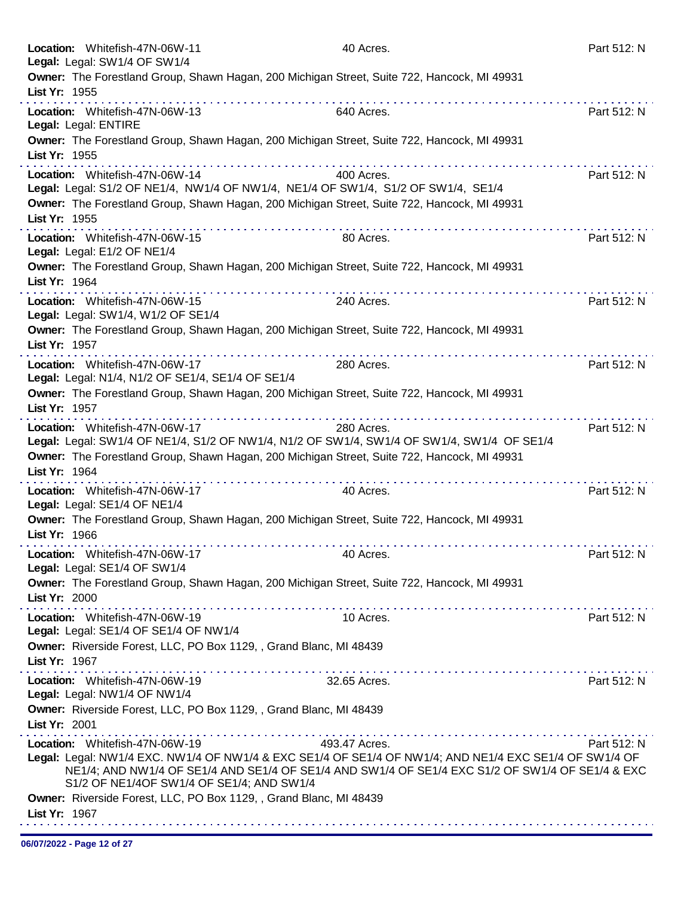**Location:** Whitefish-47N-06W-11 40 Acres. Part 512: N
**Legal:** Legal: SW1/4 OF SW1/4
**Owner:** The Forestland Group, Shawn Hagan, 200 Michigan Street, Suite 722, Hancock, MI 49931
**List Yr:** 1955

---

**Location:** Whitefish-47N-06W-13 640 Acres. Part 512: N
**Legal:** Legal: ENTIRE
**Owner:** The Forestland Group, Shawn Hagan, 200 Michigan Street, Suite 722, Hancock, MI 49931
**List Yr:** 1955

---

**Location:** Whitefish-47N-06W-14 400 Acres. Part 512: N
**Legal:** Legal: S1/2 OF NE1/4, NW1/4 OF NW1/4, NE1/4 OF SW1/4, S1/2 OF SW1/4, SE1/4
**Owner:** The Forestland Group, Shawn Hagan, 200 Michigan Street, Suite 722, Hancock, MI 49931
**List Yr:** 1955

---

**Location:** Whitefish-47N-06W-15 80 Acres. Part 512: N
**Legal:** Legal: E1/2 OF NE1/4
**Owner:** The Forestland Group, Shawn Hagan, 200 Michigan Street, Suite 722, Hancock, MI 49931
**List Yr:** 1964

---

**Location:** Whitefish-47N-06W-15 240 Acres. Part 512: N
**Legal:** Legal: SW1/4, W1/2 OF SE1/4
**Owner:** The Forestland Group, Shawn Hagan, 200 Michigan Street, Suite 722, Hancock, MI 49931
**List Yr:** 1957

---

**Location:** Whitefish-47N-06W-17 280 Acres. Part 512: N
**Legal:** Legal: N1/4, N1/2 OF SE1/4, SE1/4 OF SE1/4
**Owner:** The Forestland Group, Shawn Hagan, 200 Michigan Street, Suite 722, Hancock, MI 49931
**List Yr:** 1957

---

**Location:** Whitefish-47N-06W-17 280 Acres. Part 512: N
**Legal:** Legal: SW1/4 OF NE1/4, S1/2 OF NW1/4, N1/2 OF SW1/4, SW1/4 OF SW1/4, SW1/4 OF SE1/4
**Owner:** The Forestland Group, Shawn Hagan, 200 Michigan Street, Suite 722, Hancock, MI 49931
**List Yr:** 1964

---

**Location:** Whitefish-47N-06W-17 40 Acres. Part 512: N
**Legal:** Legal: SE1/4 OF NE1/4
**Owner:** The Forestland Group, Shawn Hagan, 200 Michigan Street, Suite 722, Hancock, MI 49931
**List Yr:** 1966

---

**Location:** Whitefish-47N-06W-17 40 Acres. Part 512: N
**Legal:** Legal: SE1/4 OF SW1/4
**Owner:** The Forestland Group, Shawn Hagan, 200 Michigan Street, Suite 722, Hancock, MI 49931
**List Yr:** 2000

---

**Location:** Whitefish-47N-06W-19 10 Acres. Part 512: N
**Legal:** Legal: SE1/4 OF SE1/4 OF NW1/4
**Owner:** Riverside Forest, LLC, PO Box 1129, , Grand Blanc, MI 48439
**List Yr:** 1967

---

**Location:** Whitefish-47N-06W-19 32.65 Acres. Part 512: N
**Legal:** Legal: NW1/4 OF NW1/4
**Owner:** Riverside Forest, LLC, PO Box 1129, , Grand Blanc, MI 48439
**List Yr:** 2001

---

**Location:** Whitefish-47N-06W-19 493.47 Acres. Part 512: N
**Legal:** Legal: NW1/4 EXC. NW1/4 OF NW1/4 & EXC SE1/4 OF SE1/4 OF NW1/4; AND NE1/4 EXC SE1/4 OF SW1/4 OF NE1/4; AND NW1/4 OF SE1/4 AND SE1/4 OF SE1/4 AND SW1/4 OF SE1/4 EXC S1/2 OF SW1/4 OF SE1/4 & EXC S1/2 OF NE1/4OF SW1/4 OF SE1/4; AND SW1/4
**Owner:** Riverside Forest, LLC, PO Box 1129, , Grand Blanc, MI 48439
**List Yr:** 1967

---

06/07/2022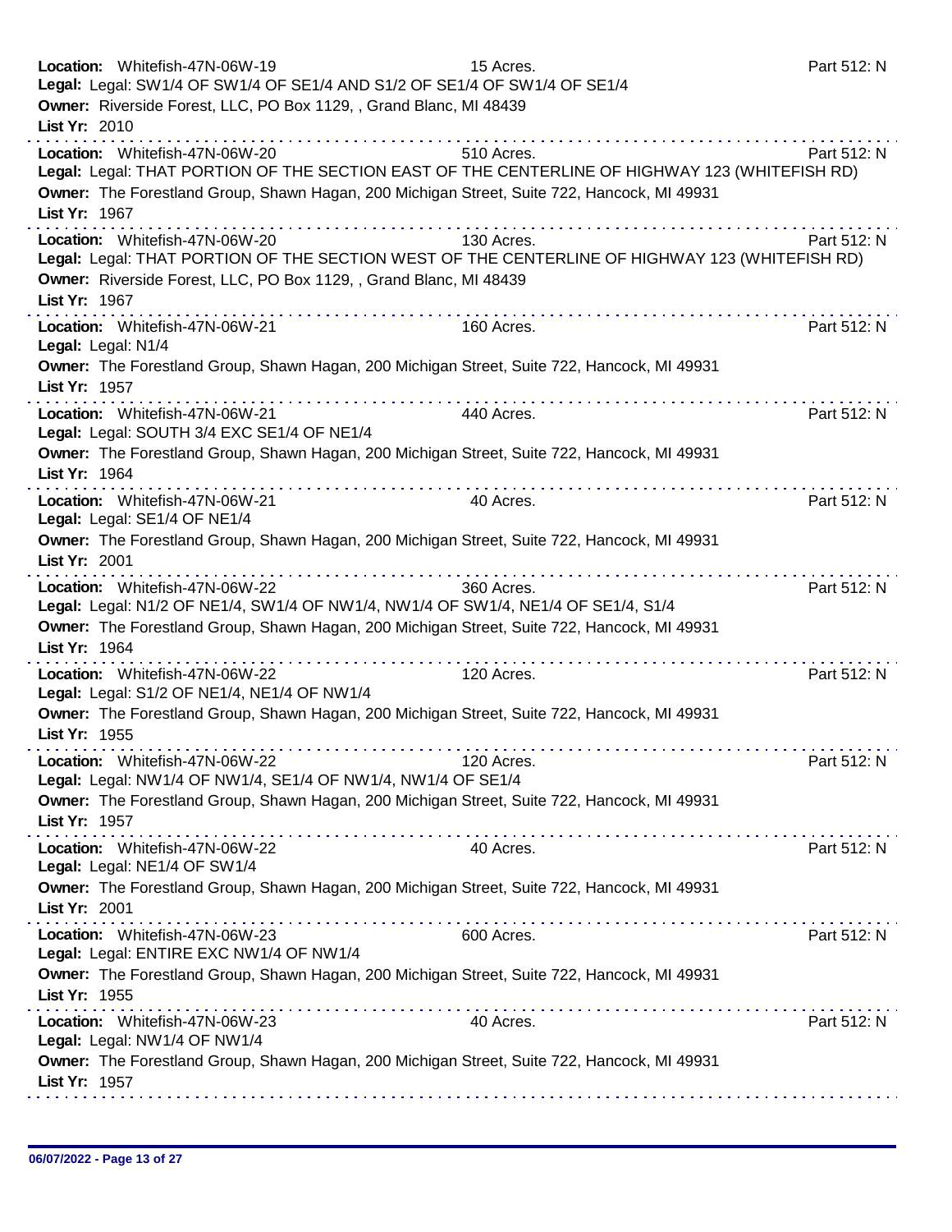**Location:** Whitefish-47N-06W-19 15 Acres. Part 512: N
**Legal:** Legal: SW1/4 OF SW1/4 OF SE1/4 AND S1/2 OF SE1/4 OF SW1/4 OF SE1/4
**Owner:** Riverside Forest, LLC, PO Box 1129, , Grand Blanc, MI 48439
**List Yr:** 2010

---

**Location:** Whitefish-47N-06W-20 510 Acres. Part 512: N
**Legal:** Legal: THAT PORTION OF THE SECTION EAST OF THE CENTERLINE OF HIGHWAY 123 (WHITEFISH RD)
**Owner:** The Forestland Group, Shawn Hagan, 200 Michigan Street, Suite 722, Hancock, MI 49931
**List Yr:** 1967

---

**Location:** Whitefish-47N-06W-20 130 Acres. Part 512: N
**Legal:** Legal: THAT PORTION OF THE SECTION WEST OF THE CENTERLINE OF HIGHWAY 123 (WHITEFISH RD)
**Owner:** Riverside Forest, LLC, PO Box 1129, , Grand Blanc, MI 48439
**List Yr:** 1967

---

**Location:** Whitefish-47N-06W-21 160 Acres. Part 512: N
**Legal:** Legal: N1/4
**Owner:** The Forestland Group, Shawn Hagan, 200 Michigan Street, Suite 722, Hancock, MI 49931
**List Yr:** 1957

---

**Location:** Whitefish-47N-06W-21 440 Acres. Part 512: N
**Legal:** Legal: SOUTH 3/4 EXC SE1/4 OF NE1/4
**Owner:** The Forestland Group, Shawn Hagan, 200 Michigan Street, Suite 722, Hancock, MI 49931
**List Yr:** 1964

---

**Location:** Whitefish-47N-06W-21 40 Acres. Part 512: N
**Legal:** Legal: SE1/4 OF NE1/4
**Owner:** The Forestland Group, Shawn Hagan, 200 Michigan Street, Suite 722, Hancock, MI 49931
**List Yr:** 2001

---

**Location:** Whitefish-47N-06W-22 360 Acres. Part 512: N
**Legal:** Legal: N1/2 OF NE1/4, SW1/4 OF NW1/4, NW1/4 OF SW1/4, NE1/4 OF SE1/4, S1/4
**Owner:** The Forestland Group, Shawn Hagan, 200 Michigan Street, Suite 722, Hancock, MI 49931
**List Yr:** 1964

---

**Location:** Whitefish-47N-06W-22 120 Acres. Part 512: N
**Legal:** Legal: S1/2 OF NE1/4, NE1/4 OF NW1/4
**Owner:** The Forestland Group, Shawn Hagan, 200 Michigan Street, Suite 722, Hancock, MI 49931
**List Yr:** 1955

---

**Location:** Whitefish-47N-06W-22 120 Acres. Part 512: N
**Legal:** Legal: NW1/4 OF NW1/4, SE1/4 OF NW1/4, NW1/4 OF SE1/4
**Owner:** The Forestland Group, Shawn Hagan, 200 Michigan Street, Suite 722, Hancock, MI 49931
**List Yr:** 1957

---

**Location:** Whitefish-47N-06W-22 40 Acres. Part 512: N
**Legal:** Legal: NE1/4 OF SW1/4
**Owner:** The Forestland Group, Shawn Hagan, 200 Michigan Street, Suite 722, Hancock, MI 49931
**List Yr:** 2001

---

**Location:** Whitefish-47N-06W-23 600 Acres. Part 512: N
**Legal:** Legal: ENTIRE EXC NW1/4 OF NW1/4
**Owner:** The Forestland Group, Shawn Hagan, 200 Michigan Street, Suite 722, Hancock, MI 49931
**List Yr:** 1955

---

**Location:** Whitefish-47N-06W-23 40 Acres. Part 512: N
**Legal:** Legal: NW1/4 OF NW1/4
**Owner:** The Forestland Group, Shawn Hagan, 200 Michigan Street, Suite 722, Hancock, MI 49931
**List Yr:** 1957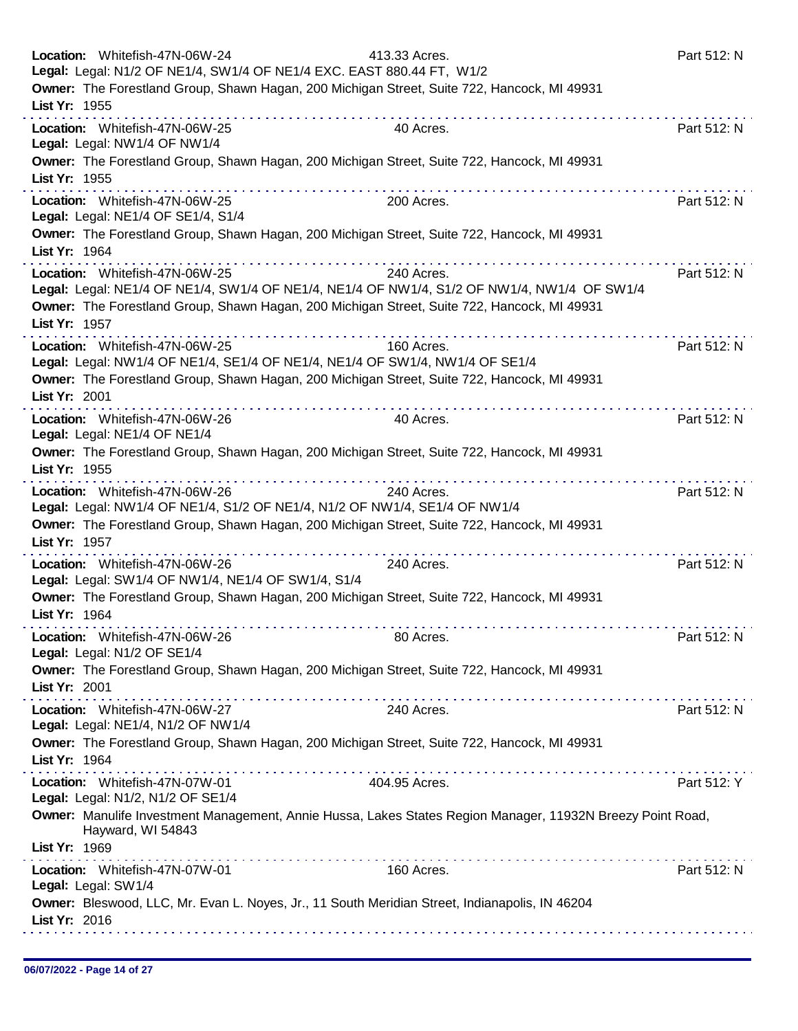**Location:** Whitefish-47N-06W-24 413.33 Acres. Part 512: N
**Legal:** Legal: N1/2 OF NE1/4, SW1/4 OF NE1/4 EXC. EAST 880.44 FT, W1/2
**Owner:** The Forestland Group, Shawn Hagan, 200 Michigan Street, Suite 722, Hancock, MI 49931
**List Yr:** 1955

---

**Location:** Whitefish-47N-06W-25 40 Acres. Part 512: N
**Legal:** Legal: NW1/4 OF NW1/4
**Owner:** The Forestland Group, Shawn Hagan, 200 Michigan Street, Suite 722, Hancock, MI 49931
**List Yr:** 1955

---

**Location:** Whitefish-47N-06W-25 200 Acres. Part 512: N
**Legal:** Legal: NE1/4 OF SE1/4, S1/4
**Owner:** The Forestland Group, Shawn Hagan, 200 Michigan Street, Suite 722, Hancock, MI 49931
**List Yr:** 1964

---

**Location:** Whitefish-47N-06W-25 240 Acres. Part 512: N
**Legal:** Legal: NE1/4 OF NE1/4, SW1/4 OF NE1/4, NE1/4 OF NW1/4, S1/2 OF NW1/4, NW1/4 OF SW1/4
**Owner:** The Forestland Group, Shawn Hagan, 200 Michigan Street, Suite 722, Hancock, MI 49931
**List Yr:** 1957

---

**Location:** Whitefish-47N-06W-25 160 Acres. Part 512: N
**Legal:** Legal: NW1/4 OF NE1/4, SE1/4 OF NE1/4, NE1/4 OF SW1/4, NW1/4 OF SE1/4
**Owner:** The Forestland Group, Shawn Hagan, 200 Michigan Street, Suite 722, Hancock, MI 49931
**List Yr:** 2001

---

**Location:** Whitefish-47N-06W-26 40 Acres. Part 512: N
**Legal:** Legal: NE1/4 OF NE1/4
**Owner:** The Forestland Group, Shawn Hagan, 200 Michigan Street, Suite 722, Hancock, MI 49931
**List Yr:** 1955

---

**Location:** Whitefish-47N-06W-26 240 Acres. Part 512: N
**Legal:** Legal: NW1/4 OF NE1/4, S1/2 OF NE1/4, N1/2 OF NW1/4, SE1/4 OF NW1/4
**Owner:** The Forestland Group, Shawn Hagan, 200 Michigan Street, Suite 722, Hancock, MI 49931
**List Yr:** 1957

---

**Location:** Whitefish-47N-06W-26 240 Acres. Part 512: N
**Legal:** Legal: SW1/4 OF NW1/4, NE1/4 OF SW1/4, S1/4
**Owner:** The Forestland Group, Shawn Hagan, 200 Michigan Street, Suite 722, Hancock, MI 49931
**List Yr:** 1964

---

**Location:** Whitefish-47N-06W-26 80 Acres. Part 512: N
**Legal:** Legal: N1/2 OF SE1/4
**Owner:** The Forestland Group, Shawn Hagan, 200 Michigan Street, Suite 722, Hancock, MI 49931
**List Yr:** 2001

---

**Location:** Whitefish-47N-06W-27 240 Acres. Part 512: N
**Legal:** Legal: NE1/4, N1/2 OF NW1/4
**Owner:** The Forestland Group, Shawn Hagan, 200 Michigan Street, Suite 722, Hancock, MI 49931
**List Yr:** 1964

---

**Location:** Whitefish-47N-07W-01 404.95 Acres. Part 512: Y
**Legal:** Legal: N1/2, N1/2 OF SE1/4
**Owner:** Manulife Investment Management, Annie Hussa, Lakes States Region Manager, 11932N Breezy Point Road, Hayward, WI 54843
**List Yr:** 1969

---

**Location:** Whitefish-47N-07W-01 160 Acres. Part 512: N
**Legal:** Legal: SW1/4
**Owner:** Bleswood, LLC, Mr. Evan L. Noyes, Jr., 11 South Meridian Street, Indianapolis, IN 46204
**List Yr:** 2016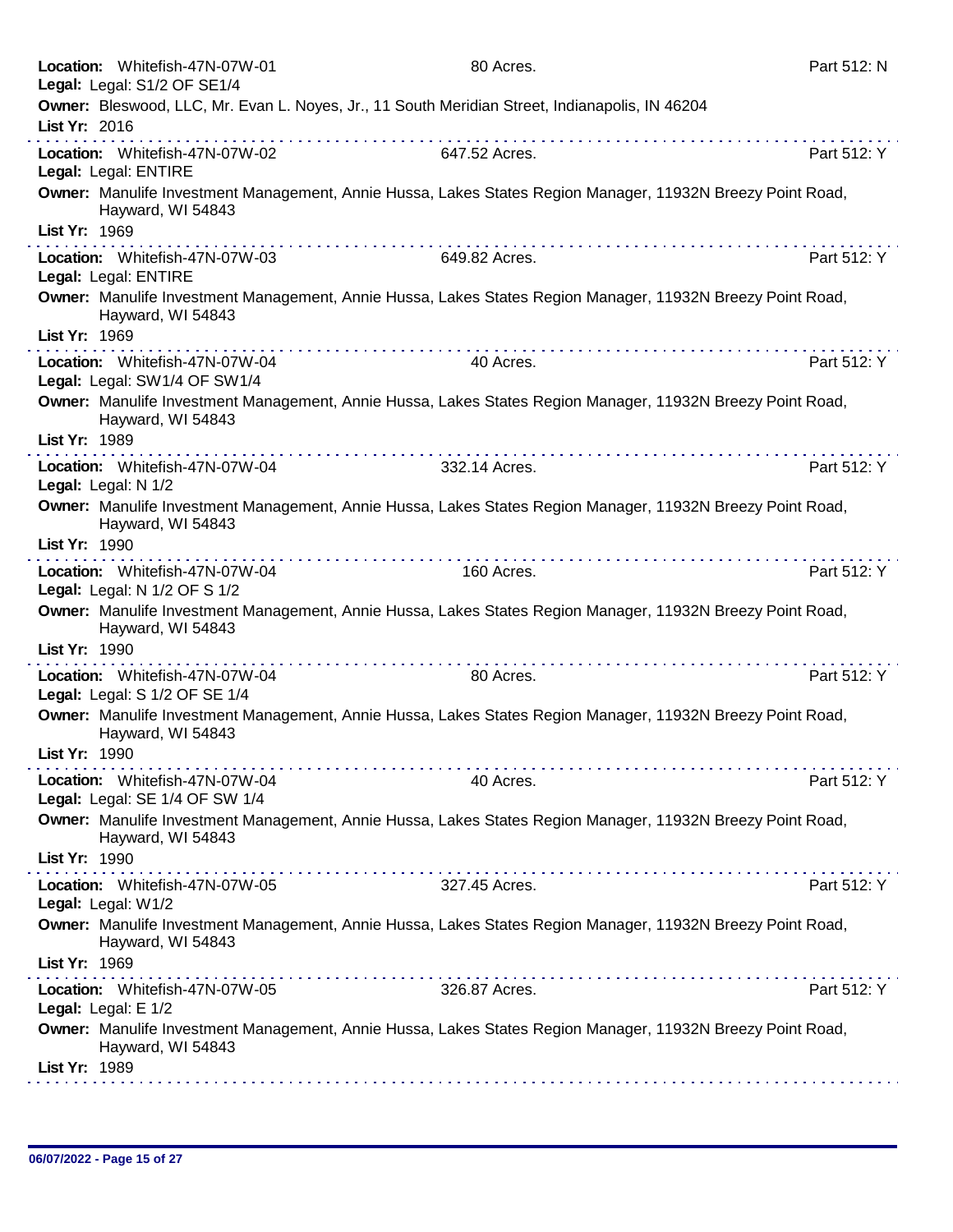**Location:** Whitefish-47N-07W-01 80 Acres. Part 512: N
**Legal:** Legal: S1/2 OF SE1/4
**Owner:** Bleswood, LLC, Mr. Evan L. Noyes, Jr., 11 South Meridian Street, Indianapolis, IN 46204
**List Yr:** 2016

---

**Location:** Whitefish-47N-07W-02 647.52 Acres. Part 512: Y
**Legal:** Legal: ENTIRE
**Owner:** Manulife Investment Management, Annie Hussa, Lakes States Region Manager, 11932N Breezy Point Road, Hayward, WI 54843
**List Yr:** 1969

---

**Location:** Whitefish-47N-07W-03 649.82 Acres. Part 512: Y
**Legal:** Legal: ENTIRE
**Owner:** Manulife Investment Management, Annie Hussa, Lakes States Region Manager, 11932N Breezy Point Road, Hayward, WI 54843
**List Yr:** 1969

---

**Location:** Whitefish-47N-07W-04 40 Acres. Part 512: Y
**Legal:** Legal: SW1/4 OF SW1/4
**Owner:** Manulife Investment Management, Annie Hussa, Lakes States Region Manager, 11932N Breezy Point Road, Hayward, WI 54843
**List Yr:** 1989

---

**Location:** Whitefish-47N-07W-04 332.14 Acres. Part 512: Y
**Legal:** Legal: N 1/2
**Owner:** Manulife Investment Management, Annie Hussa, Lakes States Region Manager, 11932N Breezy Point Road, Hayward, WI 54843
**List Yr:** 1990

---

**Location:** Whitefish-47N-07W-04 160 Acres. Part 512: Y
**Legal:** Legal: N 1/2 OF S 1/2
**Owner:** Manulife Investment Management, Annie Hussa, Lakes States Region Manager, 11932N Breezy Point Road, Hayward, WI 54843
**List Yr:** 1990

---

**Location:** Whitefish-47N-07W-04 80 Acres. Part 512: Y
**Legal:** Legal: S 1/2 OF SE 1/4
**Owner:** Manulife Investment Management, Annie Hussa, Lakes States Region Manager, 11932N Breezy Point Road, Hayward, WI 54843
**List Yr:** 1990

---

**Location:** Whitefish-47N-07W-04 40 Acres. Part 512: Y
**Legal:** Legal: SE 1/4 OF SW 1/4
**Owner:** Manulife Investment Management, Annie Hussa, Lakes States Region Manager, 11932N Breezy Point Road, Hayward, WI 54843
**List Yr:** 1990

---

**Location:** Whitefish-47N-07W-05 327.45 Acres. Part 512: Y
**Legal:** Legal: W1/2
**Owner:** Manulife Investment Management, Annie Hussa, Lakes States Region Manager, 11932N Breezy Point Road, Hayward, WI 54843
**List Yr:** 1969

---

**Location:** Whitefish-47N-07W-05 326.87 Acres. Part 512: Y
**Legal:** Legal: E 1/2
**Owner:** Manulife Investment Management, Annie Hussa, Lakes States Region Manager, 11932N Breezy Point Road, Hayward, WI 54843
**List Yr:** 1989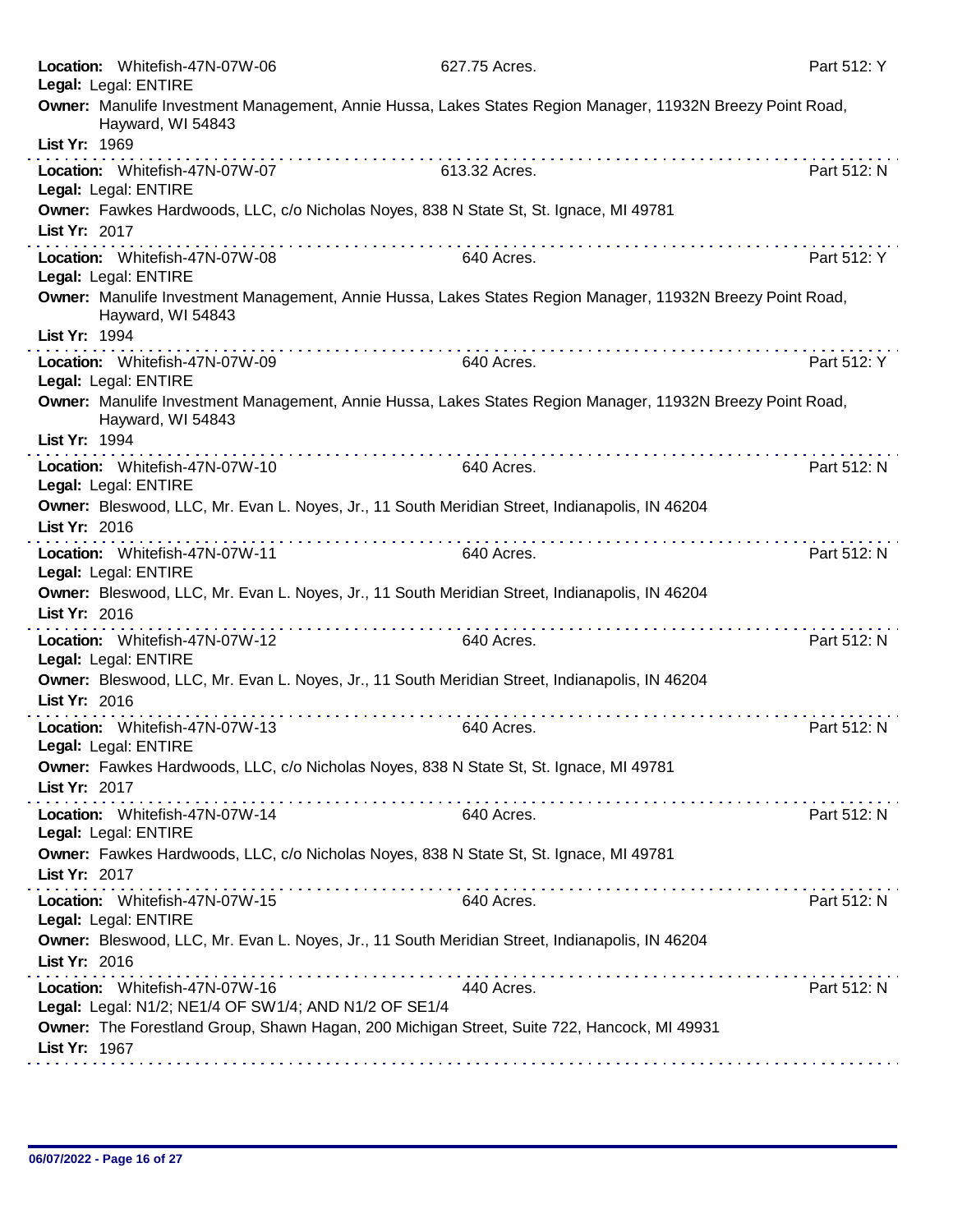**Location:** Whitefish-47N-07W-06 — 627.75 Acres. — Part 512: Y
**Legal:** Legal: ENTIRE
**Owner:** Manulife Investment Management, Annie Hussa, Lakes States Region Manager, 11932N Breezy Point Road, Hayward, WI 54843
**List Yr:** 1969

---

**Location:** Whitefish-47N-07W-07 — 613.32 Acres. — Part 512: N
**Legal:** Legal: ENTIRE
**Owner:** Fawkes Hardwoods, LLC, c/o Nicholas Noyes, 838 N State St, St. Ignace, MI 49781
**List Yr:** 2017

---

**Location:** Whitefish-47N-07W-08 — 640 Acres. — Part 512: Y
**Legal:** Legal: ENTIRE
**Owner:** Manulife Investment Management, Annie Hussa, Lakes States Region Manager, 11932N Breezy Point Road, Hayward, WI 54843
**List Yr:** 1994

---

**Location:** Whitefish-47N-07W-09 — 640 Acres. — Part 512: Y
**Legal:** Legal: ENTIRE
**Owner:** Manulife Investment Management, Annie Hussa, Lakes States Region Manager, 11932N Breezy Point Road, Hayward, WI 54843
**List Yr:** 1994

---

**Location:** Whitefish-47N-07W-10 — 640 Acres. — Part 512: N
**Legal:** Legal: ENTIRE
**Owner:** Bleswood, LLC, Mr. Evan L. Noyes, Jr., 11 South Meridian Street, Indianapolis, IN 46204
**List Yr:** 2016

---

**Location:** Whitefish-47N-07W-11 — 640 Acres. — Part 512: N
**Legal:** Legal: ENTIRE
**Owner:** Bleswood, LLC, Mr. Evan L. Noyes, Jr., 11 South Meridian Street, Indianapolis, IN 46204
**List Yr:** 2016

---

**Location:** Whitefish-47N-07W-12 — 640 Acres. — Part 512: N
**Legal:** Legal: ENTIRE
**Owner:** Bleswood, LLC, Mr. Evan L. Noyes, Jr., 11 South Meridian Street, Indianapolis, IN 46204
**List Yr:** 2016

---

**Location:** Whitefish-47N-07W-13 — 640 Acres. — Part 512: N
**Legal:** Legal: ENTIRE
**Owner:** Fawkes Hardwoods, LLC, c/o Nicholas Noyes, 838 N State St, St. Ignace, MI 49781
**List Yr:** 2017

---

**Location:** Whitefish-47N-07W-14 — 640 Acres. — Part 512: N
**Legal:** Legal: ENTIRE
**Owner:** Fawkes Hardwoods, LLC, c/o Nicholas Noyes, 838 N State St, St. Ignace, MI 49781
**List Yr:** 2017

---

**Location:** Whitefish-47N-07W-15 — 640 Acres. — Part 512: N
**Legal:** Legal: ENTIRE
**Owner:** Bleswood, LLC, Mr. Evan L. Noyes, Jr., 11 South Meridian Street, Indianapolis, IN 46204
**List Yr:** 2016

---

**Location:** Whitefish-47N-07W-16 — 440 Acres. — Part 512: N
**Legal:** Legal: N1/2; NE1/4 OF SW1/4; AND N1/2 OF SE1/4
**Owner:** The Forestland Group, Shawn Hagan, 200 Michigan Street, Suite 722, Hancock, MI 49931
**List Yr:** 1967

---

06/07/2022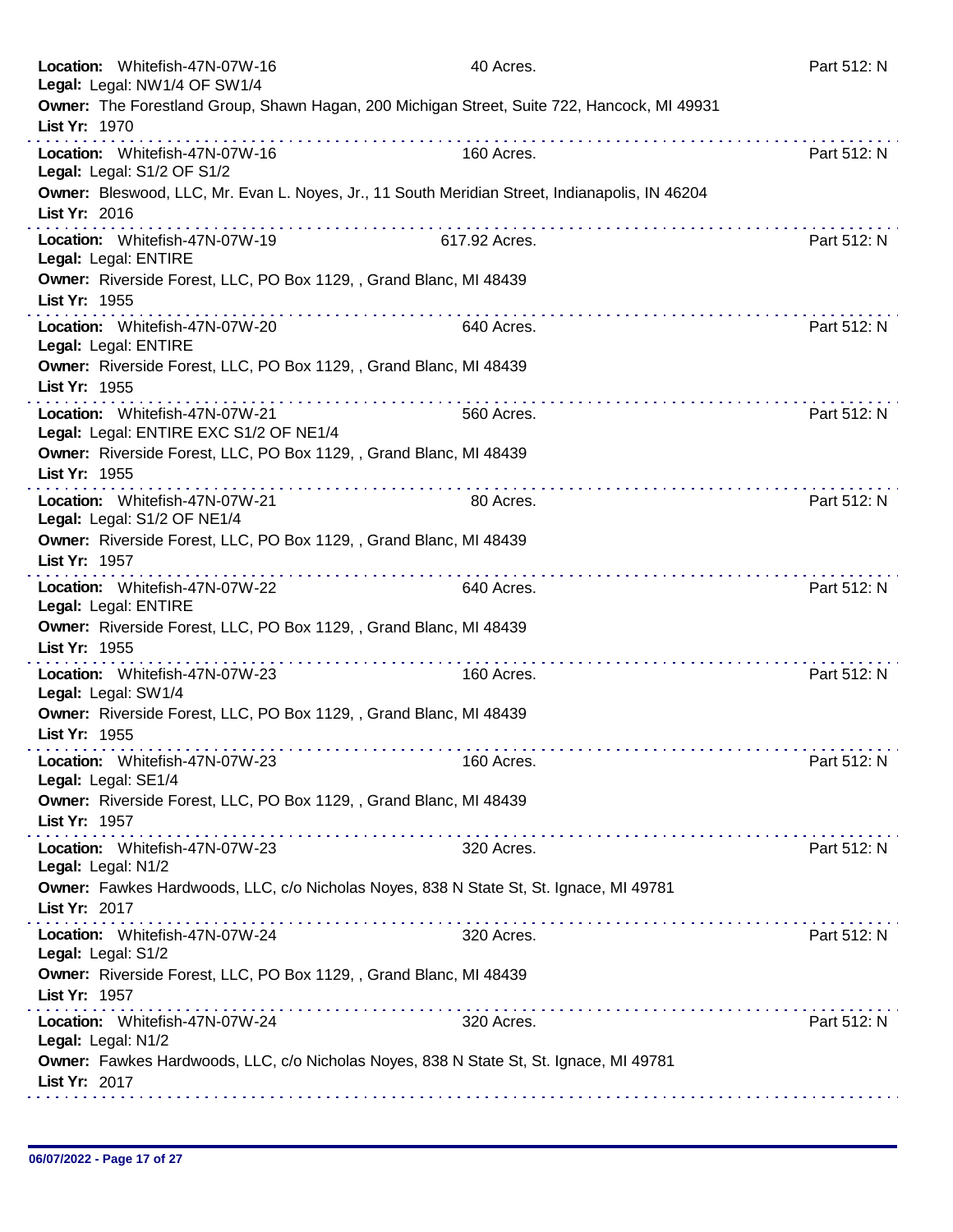**Location:** Whitefish-47N-07W-16 40 Acres. Part 512: N
**Legal:** Legal: NW1/4 OF SW1/4
**Owner:** The Forestland Group, Shawn Hagan, 200 Michigan Street, Suite 722, Hancock, MI 49931
**List Yr:** 1970

---

**Location:** Whitefish-47N-07W-16 160 Acres. Part 512: N
**Legal:** Legal: S1/2 OF S1/2
**Owner:** Bleswood, LLC, Mr. Evan L. Noyes, Jr., 11 South Meridian Street, Indianapolis, IN 46204
**List Yr:** 2016

---

**Location:** Whitefish-47N-07W-19 617.92 Acres. Part 512: N
**Legal:** Legal: ENTIRE
**Owner:** Riverside Forest, LLC, PO Box 1129, , Grand Blanc, MI 48439
**List Yr:** 1955

---

**Location:** Whitefish-47N-07W-20 640 Acres. Part 512: N
**Legal:** Legal: ENTIRE
**Owner:** Riverside Forest, LLC, PO Box 1129, , Grand Blanc, MI 48439
**List Yr:** 1955

---

**Location:** Whitefish-47N-07W-21 560 Acres. Part 512: N
**Legal:** Legal: ENTIRE EXC S1/2 OF NE1/4
**Owner:** Riverside Forest, LLC, PO Box 1129, , Grand Blanc, MI 48439
**List Yr:** 1955

---

**Location:** Whitefish-47N-07W-21 80 Acres. Part 512: N
**Legal:** Legal: S1/2 OF NE1/4
**Owner:** Riverside Forest, LLC, PO Box 1129, , Grand Blanc, MI 48439
**List Yr:** 1957

---

**Location:** Whitefish-47N-07W-22 640 Acres. Part 512: N
**Legal:** Legal: ENTIRE
**Owner:** Riverside Forest, LLC, PO Box 1129, , Grand Blanc, MI 48439
**List Yr:** 1955

---

**Location:** Whitefish-47N-07W-23 160 Acres. Part 512: N
**Legal:** Legal: SW1/4
**Owner:** Riverside Forest, LLC, PO Box 1129, , Grand Blanc, MI 48439
**List Yr:** 1955

---

**Location:** Whitefish-47N-07W-23 160 Acres. Part 512: N
**Legal:** Legal: SE1/4
**Owner:** Riverside Forest, LLC, PO Box 1129, , Grand Blanc, MI 48439
**List Yr:** 1957

---

**Location:** Whitefish-47N-07W-23 320 Acres. Part 512: N
**Legal:** Legal: N1/2
**Owner:** Fawkes Hardwoods, LLC, c/o Nicholas Noyes, 838 N State St, St. Ignace, MI 49781
**List Yr:** 2017

---

**Location:** Whitefish-47N-07W-24 320 Acres. Part 512: N
**Legal:** Legal: S1/2
**Owner:** Riverside Forest, LLC, PO Box 1129, , Grand Blanc, MI 48439
**List Yr:** 1957

---

**Location:** Whitefish-47N-07W-24 320 Acres. Part 512: N
**Legal:** Legal: N1/2
**Owner:** Fawkes Hardwoods, LLC, c/o Nicholas Noyes, 838 N State St, St. Ignace, MI 49781
**List Yr:** 2017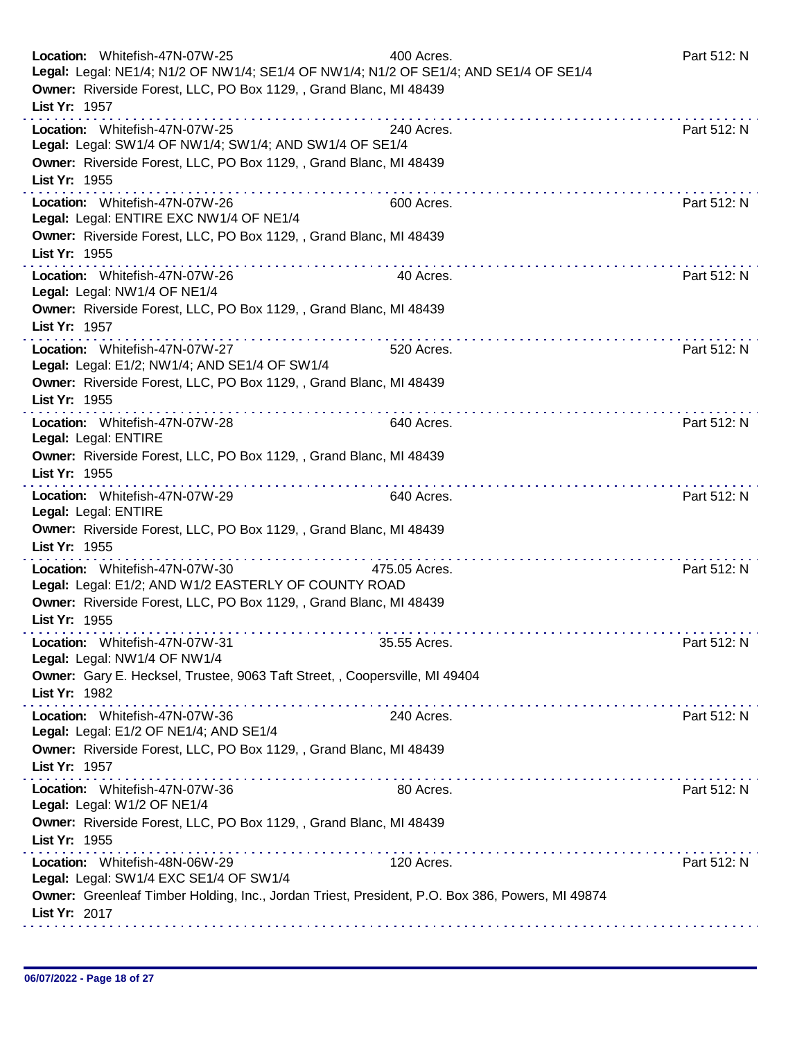**Location:** Whitefish-47N-07W-25 400 Acres. Part 512: N
**Legal:** Legal: NE1/4; N1/2 OF NW1/4; SE1/4 OF NW1/4; N1/2 OF SE1/4; AND SE1/4 OF SE1/4
**Owner:** Riverside Forest, LLC, PO Box 1129, , Grand Blanc, MI 48439
**List Yr:** 1957

---

**Location:** Whitefish-47N-07W-25 240 Acres. Part 512: N
**Legal:** Legal: SW1/4 OF NW1/4; SW1/4; AND SW1/4 OF SE1/4
**Owner:** Riverside Forest, LLC, PO Box 1129, , Grand Blanc, MI 48439
**List Yr:** 1955

---

**Location:** Whitefish-47N-07W-26 600 Acres. Part 512: N
**Legal:** Legal: ENTIRE EXC NW1/4 OF NE1/4
**Owner:** Riverside Forest, LLC, PO Box 1129, , Grand Blanc, MI 48439
**List Yr:** 1955

---

**Location:** Whitefish-47N-07W-26 40 Acres. Part 512: N
**Legal:** Legal: NW1/4 OF NE1/4
**Owner:** Riverside Forest, LLC, PO Box 1129, , Grand Blanc, MI 48439
**List Yr:** 1957

---

**Location:** Whitefish-47N-07W-27 520 Acres. Part 512: N
**Legal:** Legal: E1/2; NW1/4; AND SE1/4 OF SW1/4
**Owner:** Riverside Forest, LLC, PO Box 1129, , Grand Blanc, MI 48439
**List Yr:** 1955

---

**Location:** Whitefish-47N-07W-28 640 Acres. Part 512: N
**Legal:** Legal: ENTIRE
**Owner:** Riverside Forest, LLC, PO Box 1129, , Grand Blanc, MI 48439
**List Yr:** 1955

---

**Location:** Whitefish-47N-07W-29 640 Acres. Part 512: N
**Legal:** Legal: ENTIRE
**Owner:** Riverside Forest, LLC, PO Box 1129, , Grand Blanc, MI 48439
**List Yr:** 1955

---

**Location:** Whitefish-47N-07W-30 475.05 Acres. Part 512: N
**Legal:** Legal: E1/2; AND W1/2 EASTERLY OF COUNTY ROAD
**Owner:** Riverside Forest, LLC, PO Box 1129, , Grand Blanc, MI 48439
**List Yr:** 1955

---

**Location:** Whitefish-47N-07W-31 35.55 Acres. Part 512: N
**Legal:** Legal: NW1/4 OF NW1/4
**Owner:** Gary E. Hecksel, Trustee, 9063 Taft Street, , Coopersville, MI 49404
**List Yr:** 1982

---

**Location:** Whitefish-47N-07W-36 240 Acres. Part 512: N
**Legal:** Legal: E1/2 OF NE1/4; AND SE1/4
**Owner:** Riverside Forest, LLC, PO Box 1129, , Grand Blanc, MI 48439
**List Yr:** 1957

---

**Location:** Whitefish-47N-07W-36 80 Acres. Part 512: N
**Legal:** Legal: W1/2 OF NE1/4
**Owner:** Riverside Forest, LLC, PO Box 1129, , Grand Blanc, MI 48439
**List Yr:** 1955

---

**Location:** Whitefish-48N-06W-29 120 Acres. Part 512: N
**Legal:** Legal: SW1/4 EXC SE1/4 OF SW1/4
**Owner:** Greenleaf Timber Holding, Inc., Jordan Triest, President, P.O. Box 386, Powers, MI 49874
**List Yr:** 2017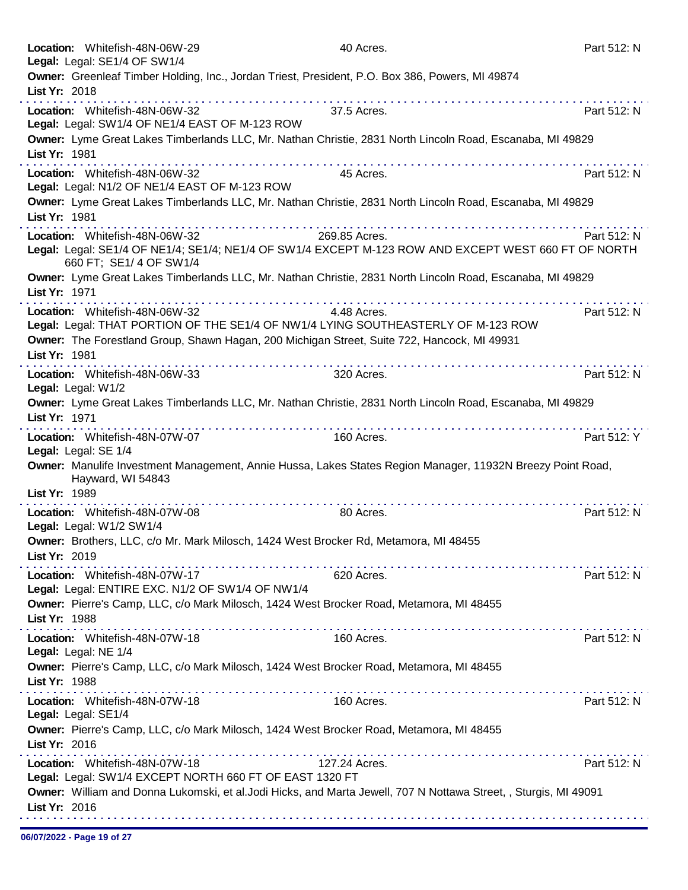**Location:** Whitefish-48N-06W-29 40 Acres. Part 512: N
**Legal:** Legal: SE1/4 OF SW1/4
**Owner:** Greenleaf Timber Holding, Inc., Jordan Triest, President, P.O. Box 386, Powers, MI 49874
**List Yr:** 2018

---

**Location:** Whitefish-48N-06W-32 37.5 Acres. Part 512: N
**Legal:** Legal: SW1/4 OF NE1/4 EAST OF M-123 ROW
**Owner:** Lyme Great Lakes Timberlands LLC, Mr. Nathan Christie, 2831 North Lincoln Road, Escanaba, MI 49829
**List Yr:** 1981

---

**Location:** Whitefish-48N-06W-32 45 Acres. Part 512: N
**Legal:** Legal: N1/2 OF NE1/4 EAST OF M-123 ROW
**Owner:** Lyme Great Lakes Timberlands LLC, Mr. Nathan Christie, 2831 North Lincoln Road, Escanaba, MI 49829
**List Yr:** 1981

---

**Location:** Whitefish-48N-06W-32 269.85 Acres. Part 512: N
**Legal:** Legal: SE1/4 OF NE1/4; SE1/4; NE1/4 OF SW1/4 EXCEPT M-123 ROW AND EXCEPT WEST 660 FT OF NORTH 660 FT; SE1/ 4 OF SW1/4
**Owner:** Lyme Great Lakes Timberlands LLC, Mr. Nathan Christie, 2831 North Lincoln Road, Escanaba, MI 49829
**List Yr:** 1971

---

**Location:** Whitefish-48N-06W-32 4.48 Acres. Part 512: N
**Legal:** Legal: THAT PORTION OF THE SE1/4 OF NW1/4 LYING SOUTHEASTERLY OF M-123 ROW
**Owner:** The Forestland Group, Shawn Hagan, 200 Michigan Street, Suite 722, Hancock, MI 49931
**List Yr:** 1981

---

**Location:** Whitefish-48N-06W-33 320 Acres. Part 512: N
**Legal:** Legal: W1/2
**Owner:** Lyme Great Lakes Timberlands LLC, Mr. Nathan Christie, 2831 North Lincoln Road, Escanaba, MI 49829
**List Yr:** 1971

---

**Location:** Whitefish-48N-07W-07 160 Acres. Part 512: Y
**Legal:** Legal: SE 1/4
**Owner:** Manulife Investment Management, Annie Hussa, Lakes States Region Manager, 11932N Breezy Point Road, Hayward, WI 54843
**List Yr:** 1989

---

**Location:** Whitefish-48N-07W-08 80 Acres. Part 512: N
**Legal:** Legal: W1/2 SW1/4
**Owner:** Brothers, LLC, c/o Mr. Mark Milosch, 1424 West Brocker Rd, Metamora, MI 48455
**List Yr:** 2019

---

**Location:** Whitefish-48N-07W-17 620 Acres. Part 512: N
**Legal:** Legal: ENTIRE EXC. N1/2 OF SW1/4 OF NW1/4
**Owner:** Pierre's Camp, LLC, c/o Mark Milosch, 1424 West Brocker Road, Metamora, MI 48455
**List Yr:** 1988

---

**Location:** Whitefish-48N-07W-18 160 Acres. Part 512: N
**Legal:** Legal: NE 1/4
**Owner:** Pierre's Camp, LLC, c/o Mark Milosch, 1424 West Brocker Road, Metamora, MI 48455
**List Yr:** 1988

---

**Location:** Whitefish-48N-07W-18 160 Acres. Part 512: N
**Legal:** Legal: SE1/4
**Owner:** Pierre's Camp, LLC, c/o Mark Milosch, 1424 West Brocker Road, Metamora, MI 48455
**List Yr:** 2016

---

**Location:** Whitefish-48N-07W-18 127.24 Acres. Part 512: N
**Legal:** Legal: SW1/4 EXCEPT NORTH 660 FT OF EAST 1320 FT
**Owner:** William and Donna Lukomski, et al.Jodi Hicks, and Marta Jewell, 707 N Nottawa Street, , Sturgis, MI 49091
**List Yr:** 2016

---

06/07/2022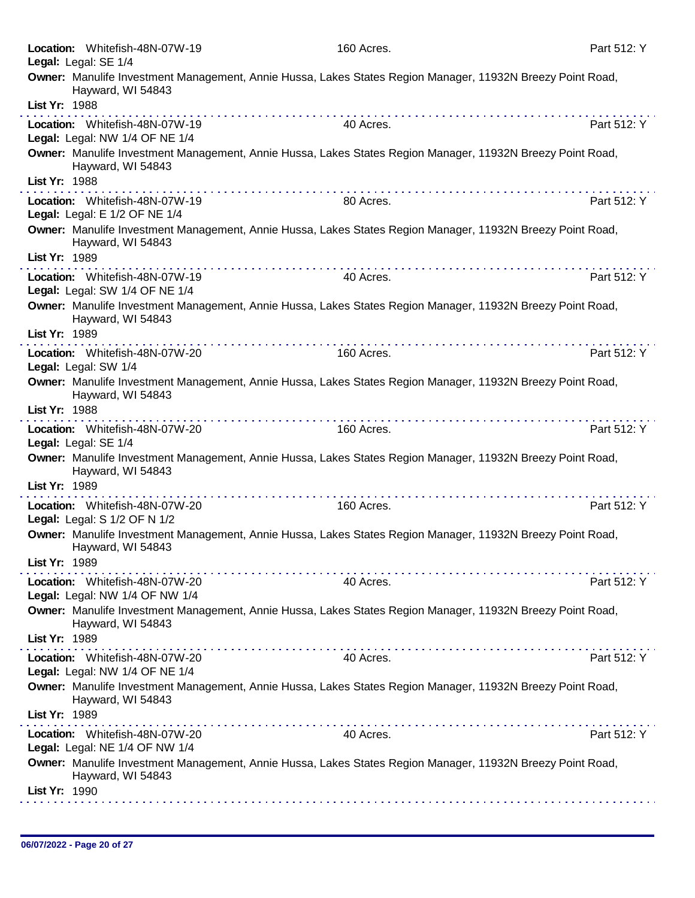**Location:** Whitefish-48N-07W-19 160 Acres. Part 512: Y
**Legal:** Legal: SE 1/4
**Owner:** Manulife Investment Management, Annie Hussa, Lakes States Region Manager, 11932N Breezy Point Road, Hayward, WI 54843
**List Yr:** 1988

---

**Location:** Whitefish-48N-07W-19 40 Acres. Part 512: Y
**Legal:** Legal: NW 1/4 OF NE 1/4
**Owner:** Manulife Investment Management, Annie Hussa, Lakes States Region Manager, 11932N Breezy Point Road, Hayward, WI 54843
**List Yr:** 1988

---

**Location:** Whitefish-48N-07W-19 80 Acres. Part 512: Y
**Legal:** Legal: E 1/2 OF NE 1/4
**Owner:** Manulife Investment Management, Annie Hussa, Lakes States Region Manager, 11932N Breezy Point Road, Hayward, WI 54843
**List Yr:** 1989

---

**Location:** Whitefish-48N-07W-19 40 Acres. Part 512: Y
**Legal:** Legal: SW 1/4 OF NE 1/4
**Owner:** Manulife Investment Management, Annie Hussa, Lakes States Region Manager, 11932N Breezy Point Road, Hayward, WI 54843
**List Yr:** 1989

---

**Location:** Whitefish-48N-07W-20 160 Acres. Part 512: Y
**Legal:** Legal: SW 1/4
**Owner:** Manulife Investment Management, Annie Hussa, Lakes States Region Manager, 11932N Breezy Point Road, Hayward, WI 54843
**List Yr:** 1988

---

**Location:** Whitefish-48N-07W-20 160 Acres. Part 512: Y
**Legal:** Legal: SE 1/4
**Owner:** Manulife Investment Management, Annie Hussa, Lakes States Region Manager, 11932N Breezy Point Road, Hayward, WI 54843
**List Yr:** 1989

---

**Location:** Whitefish-48N-07W-20 160 Acres. Part 512: Y
**Legal:** Legal: S 1/2 OF N 1/2
**Owner:** Manulife Investment Management, Annie Hussa, Lakes States Region Manager, 11932N Breezy Point Road, Hayward, WI 54843
**List Yr:** 1989

---

**Location:** Whitefish-48N-07W-20 40 Acres. Part 512: Y
**Legal:** Legal: NW 1/4 OF NW 1/4
**Owner:** Manulife Investment Management, Annie Hussa, Lakes States Region Manager, 11932N Breezy Point Road, Hayward, WI 54843
**List Yr:** 1989

---

**Location:** Whitefish-48N-07W-20 40 Acres. Part 512: Y
**Legal:** Legal: NW 1/4 OF NE 1/4
**Owner:** Manulife Investment Management, Annie Hussa, Lakes States Region Manager, 11932N Breezy Point Road, Hayward, WI 54843
**List Yr:** 1989

---

**Location:** Whitefish-48N-07W-20 40 Acres. Part 512: Y
**Legal:** Legal: NE 1/4 OF NW 1/4
**Owner:** Manulife Investment Management, Annie Hussa, Lakes States Region Manager, 11932N Breezy Point Road, Hayward, WI 54843
**List Yr:** 1990

---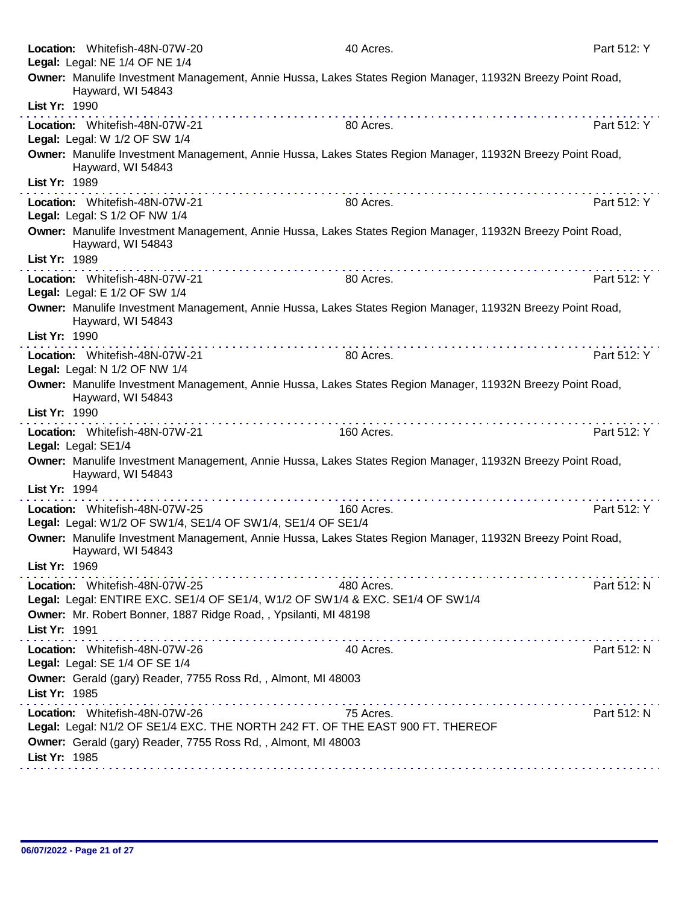**Location:** Whitefish-48N-07W-20 | 40 Acres. | Part 512: Y
**Legal:** Legal: NE 1/4 OF NE 1/4
**Owner:** Manulife Investment Management, Annie Hussa, Lakes States Region Manager, 11932N Breezy Point Road, Hayward, WI 54843
**List Yr:** 1990

---

**Location:** Whitefish-48N-07W-21 | 80 Acres. | Part 512: Y
**Legal:** Legal: W 1/2 OF SW 1/4
**Owner:** Manulife Investment Management, Annie Hussa, Lakes States Region Manager, 11932N Breezy Point Road, Hayward, WI 54843
**List Yr:** 1989

---

**Location:** Whitefish-48N-07W-21 | 80 Acres. | Part 512: Y
**Legal:** Legal: S 1/2 OF NW 1/4
**Owner:** Manulife Investment Management, Annie Hussa, Lakes States Region Manager, 11932N Breezy Point Road, Hayward, WI 54843
**List Yr:** 1989

---

**Location:** Whitefish-48N-07W-21 | 80 Acres. | Part 512: Y
**Legal:** Legal: E 1/2 OF SW 1/4
**Owner:** Manulife Investment Management, Annie Hussa, Lakes States Region Manager, 11932N Breezy Point Road, Hayward, WI 54843
**List Yr:** 1990

---

**Location:** Whitefish-48N-07W-21 | 80 Acres. | Part 512: Y
**Legal:** Legal: N 1/2 OF NW 1/4
**Owner:** Manulife Investment Management, Annie Hussa, Lakes States Region Manager, 11932N Breezy Point Road, Hayward, WI 54843
**List Yr:** 1990

---

**Location:** Whitefish-48N-07W-21 | 160 Acres. | Part 512: Y
**Legal:** Legal: SE1/4
**Owner:** Manulife Investment Management, Annie Hussa, Lakes States Region Manager, 11932N Breezy Point Road, Hayward, WI 54843
**List Yr:** 1994

---

**Location:** Whitefish-48N-07W-25 | 160 Acres. | Part 512: Y
**Legal:** Legal: W1/2 OF SW1/4, SE1/4 OF SW1/4, SE1/4 OF SE1/4
**Owner:** Manulife Investment Management, Annie Hussa, Lakes States Region Manager, 11932N Breezy Point Road, Hayward, WI 54843
**List Yr:** 1969

---

**Location:** Whitefish-48N-07W-25 | 480 Acres. | Part 512: N
**Legal:** Legal: ENTIRE EXC. SE1/4 OF SE1/4, W1/2 OF SW1/4 & EXC. SE1/4 OF SW1/4
**Owner:** Mr. Robert Bonner, 1887 Ridge Road, , Ypsilanti, MI 48198
**List Yr:** 1991

---

**Location:** Whitefish-48N-07W-26 | 40 Acres. | Part 512: N
**Legal:** Legal: SE 1/4 OF SE 1/4
**Owner:** Gerald (gary) Reader, 7755 Ross Rd, , Almont, MI 48003
**List Yr:** 1985

---

**Location:** Whitefish-48N-07W-26 | 75 Acres. | Part 512: N
**Legal:** Legal: N1/2 OF SE1/4 EXC. THE NORTH 242 FT. OF THE EAST 900 FT. THEREOF
**Owner:** Gerald (gary) Reader, 7755 Ross Rd, , Almont, MI 48003
**List Yr:** 1985

---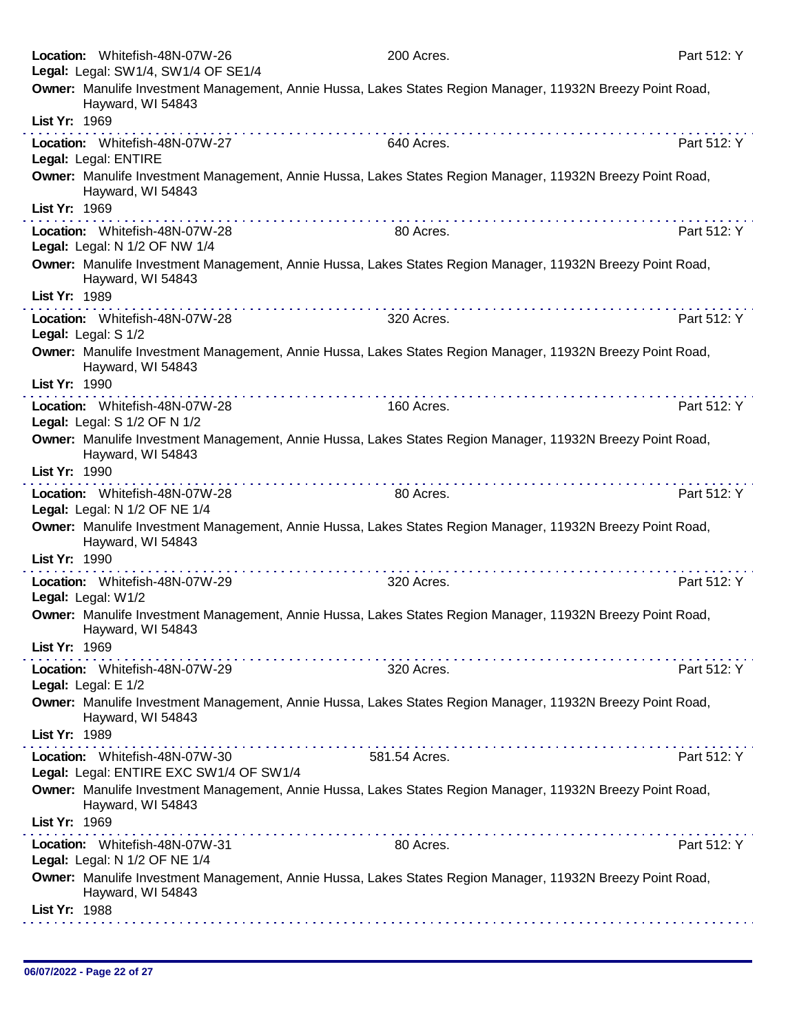**Location:** Whitefish-48N-07W-26 200 Acres. Part 512: Y
**Legal:** Legal: SW1/4, SW1/4 OF SE1/4
**Owner:** Manulife Investment Management, Annie Hussa, Lakes States Region Manager, 11932N Breezy Point Road, Hayward, WI 54843
**List Yr:** 1969

---

**Location:** Whitefish-48N-07W-27 640 Acres. Part 512: Y
**Legal:** Legal: ENTIRE
**Owner:** Manulife Investment Management, Annie Hussa, Lakes States Region Manager, 11932N Breezy Point Road, Hayward, WI 54843
**List Yr:** 1969

---

**Location:** Whitefish-48N-07W-28 80 Acres. Part 512: Y
**Legal:** Legal: N 1/2 OF NW 1/4
**Owner:** Manulife Investment Management, Annie Hussa, Lakes States Region Manager, 11932N Breezy Point Road, Hayward, WI 54843
**List Yr:** 1989

---

**Location:** Whitefish-48N-07W-28 320 Acres. Part 512: Y
**Legal:** Legal: S 1/2
**Owner:** Manulife Investment Management, Annie Hussa, Lakes States Region Manager, 11932N Breezy Point Road, Hayward, WI 54843
**List Yr:** 1990

---

**Location:** Whitefish-48N-07W-28 160 Acres. Part 512: Y
**Legal:** Legal: S 1/2 OF N 1/2
**Owner:** Manulife Investment Management, Annie Hussa, Lakes States Region Manager, 11932N Breezy Point Road, Hayward, WI 54843
**List Yr:** 1990

---

**Location:** Whitefish-48N-07W-28 80 Acres. Part 512: Y
**Legal:** Legal: N 1/2 OF NE 1/4
**Owner:** Manulife Investment Management, Annie Hussa, Lakes States Region Manager, 11932N Breezy Point Road, Hayward, WI 54843
**List Yr:** 1990

---

**Location:** Whitefish-48N-07W-29 320 Acres. Part 512: Y
**Legal:** Legal: W1/2
**Owner:** Manulife Investment Management, Annie Hussa, Lakes States Region Manager, 11932N Breezy Point Road, Hayward, WI 54843
**List Yr:** 1969

---

**Location:** Whitefish-48N-07W-29 320 Acres. Part 512: Y
**Legal:** Legal: E 1/2
**Owner:** Manulife Investment Management, Annie Hussa, Lakes States Region Manager, 11932N Breezy Point Road, Hayward, WI 54843
**List Yr:** 1989

---

**Location:** Whitefish-48N-07W-30 581.54 Acres. Part 512: Y
**Legal:** Legal: ENTIRE EXC SW1/4 OF SW1/4
**Owner:** Manulife Investment Management, Annie Hussa, Lakes States Region Manager, 11932N Breezy Point Road, Hayward, WI 54843
**List Yr:** 1969

---

**Location:** Whitefish-48N-07W-31 80 Acres. Part 512: Y
**Legal:** Legal: N 1/2 OF NE 1/4
**Owner:** Manulife Investment Management, Annie Hussa, Lakes States Region Manager, 11932N Breezy Point Road, Hayward, WI 54843
**List Yr:** 1988

---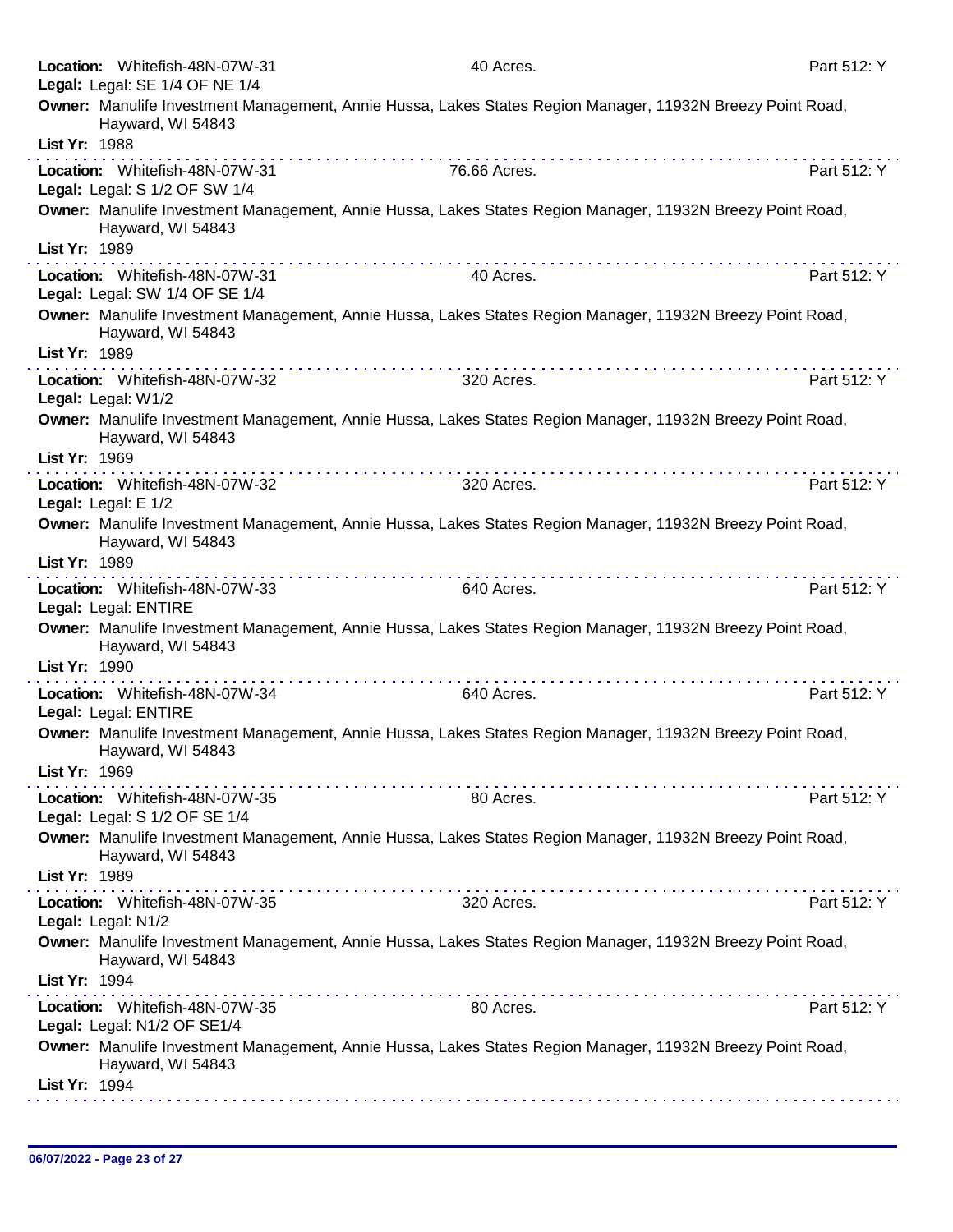**Location:** Whitefish-48N-07W-31 40 Acres. Part 512: Y
**Legal:** Legal: SE 1/4 OF NE 1/4
**Owner:** Manulife Investment Management, Annie Hussa, Lakes States Region Manager, 11932N Breezy Point Road, Hayward, WI 54843
**List Yr:** 1988

---

**Location:** Whitefish-48N-07W-31 76.66 Acres. Part 512: Y
**Legal:** Legal: S 1/2 OF SW 1/4
**Owner:** Manulife Investment Management, Annie Hussa, Lakes States Region Manager, 11932N Breezy Point Road, Hayward, WI 54843
**List Yr:** 1989

---

**Location:** Whitefish-48N-07W-31 40 Acres. Part 512: Y
**Legal:** Legal: SW 1/4 OF SE 1/4
**Owner:** Manulife Investment Management, Annie Hussa, Lakes States Region Manager, 11932N Breezy Point Road, Hayward, WI 54843
**List Yr:** 1989

---

**Location:** Whitefish-48N-07W-32 320 Acres. Part 512: Y
**Legal:** Legal: W1/2
**Owner:** Manulife Investment Management, Annie Hussa, Lakes States Region Manager, 11932N Breezy Point Road, Hayward, WI 54843
**List Yr:** 1969

---

**Location:** Whitefish-48N-07W-32 320 Acres. Part 512: Y
**Legal:** Legal: E 1/2
**Owner:** Manulife Investment Management, Annie Hussa, Lakes States Region Manager, 11932N Breezy Point Road, Hayward, WI 54843
**List Yr:** 1989

---

**Location:** Whitefish-48N-07W-33 640 Acres. Part 512: Y
**Legal:** Legal: ENTIRE
**Owner:** Manulife Investment Management, Annie Hussa, Lakes States Region Manager, 11932N Breezy Point Road, Hayward, WI 54843
**List Yr:** 1990

---

**Location:** Whitefish-48N-07W-34 640 Acres. Part 512: Y
**Legal:** Legal: ENTIRE
**Owner:** Manulife Investment Management, Annie Hussa, Lakes States Region Manager, 11932N Breezy Point Road, Hayward, WI 54843
**List Yr:** 1969

---

**Location:** Whitefish-48N-07W-35 80 Acres. Part 512: Y
**Legal:** Legal: S 1/2 OF SE 1/4
**Owner:** Manulife Investment Management, Annie Hussa, Lakes States Region Manager, 11932N Breezy Point Road, Hayward, WI 54843
**List Yr:** 1989

---

**Location:** Whitefish-48N-07W-35 320 Acres. Part 512: Y
**Legal:** Legal: N1/2
**Owner:** Manulife Investment Management, Annie Hussa, Lakes States Region Manager, 11932N Breezy Point Road, Hayward, WI 54843
**List Yr:** 1994

---

**Location:** Whitefish-48N-07W-35 80 Acres. Part 512: Y
**Legal:** Legal: N1/2 OF SE1/4
**Owner:** Manulife Investment Management, Annie Hussa, Lakes States Region Manager, 11932N Breezy Point Road, Hayward, WI 54843
**List Yr:** 1994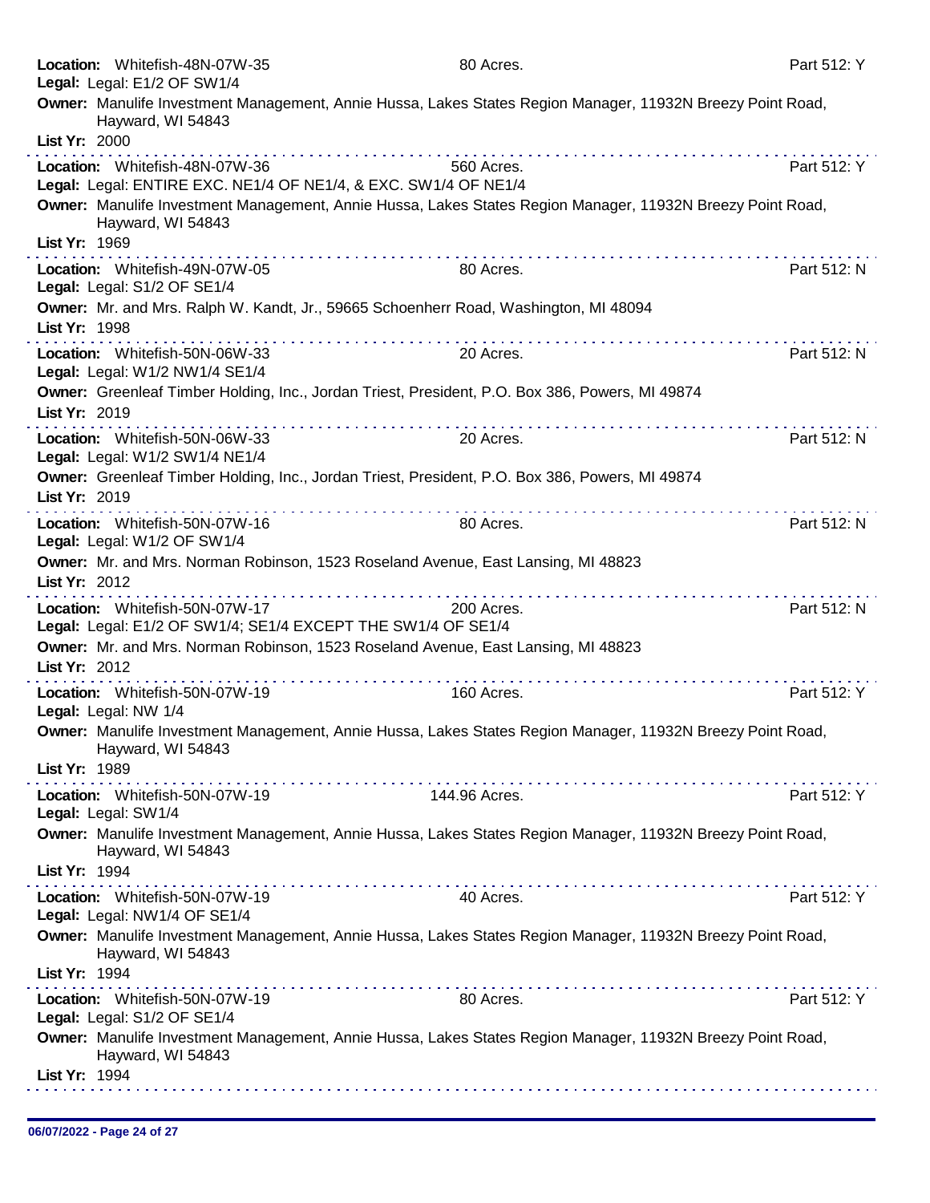**Location:** Whitefish-48N-07W-35 80 Acres. Part 512: Y
**Legal:** Legal: E1/2 OF SW1/4
**Owner:** Manulife Investment Management, Annie Hussa, Lakes States Region Manager, 11932N Breezy Point Road, Hayward, WI 54843
**List Yr:** 2000

---

**Location:** Whitefish-48N-07W-36 560 Acres. Part 512: Y
**Legal:** Legal: ENTIRE EXC. NE1/4 OF NE1/4, & EXC. SW1/4 OF NE1/4
**Owner:** Manulife Investment Management, Annie Hussa, Lakes States Region Manager, 11932N Breezy Point Road, Hayward, WI 54843
**List Yr:** 1969

---

**Location:** Whitefish-49N-07W-05 80 Acres. Part 512: N
**Legal:** Legal: S1/2 OF SE1/4
**Owner:** Mr. and Mrs. Ralph W. Kandt, Jr., 59665 Schoenherr Road, Washington, MI 48094
**List Yr:** 1998

---

**Location:** Whitefish-50N-06W-33 20 Acres. Part 512: N
**Legal:** Legal: W1/2 NW1/4 SE1/4
**Owner:** Greenleaf Timber Holding, Inc., Jordan Triest, President, P.O. Box 386, Powers, MI 49874
**List Yr:** 2019

---

**Location:** Whitefish-50N-06W-33 20 Acres. Part 512: N
**Legal:** Legal: W1/2 SW1/4 NE1/4
**Owner:** Greenleaf Timber Holding, Inc., Jordan Triest, President, P.O. Box 386, Powers, MI 49874
**List Yr:** 2019

---

**Location:** Whitefish-50N-07W-16 80 Acres. Part 512: N
**Legal:** Legal: W1/2 OF SW1/4
**Owner:** Mr. and Mrs. Norman Robinson, 1523 Roseland Avenue, East Lansing, MI 48823
**List Yr:** 2012

---

**Location:** Whitefish-50N-07W-17 200 Acres. Part 512: N
**Legal:** Legal: E1/2 OF SW1/4; SE1/4 EXCEPT THE SW1/4 OF SE1/4
**Owner:** Mr. and Mrs. Norman Robinson, 1523 Roseland Avenue, East Lansing, MI 48823
**List Yr:** 2012

---

**Location:** Whitefish-50N-07W-19 160 Acres. Part 512: Y
**Legal:** Legal: NW 1/4
**Owner:** Manulife Investment Management, Annie Hussa, Lakes States Region Manager, 11932N Breezy Point Road, Hayward, WI 54843
**List Yr:** 1989

---

**Location:** Whitefish-50N-07W-19 144.96 Acres. Part 512: Y
**Legal:** Legal: SW1/4
**Owner:** Manulife Investment Management, Annie Hussa, Lakes States Region Manager, 11932N Breezy Point Road, Hayward, WI 54843
**List Yr:** 1994

---

**Location:** Whitefish-50N-07W-19 40 Acres. Part 512: Y
**Legal:** Legal: NW1/4 OF SE1/4
**Owner:** Manulife Investment Management, Annie Hussa, Lakes States Region Manager, 11932N Breezy Point Road, Hayward, WI 54843
**List Yr:** 1994

---

**Location:** Whitefish-50N-07W-19 80 Acres. Part 512: Y
**Legal:** Legal: S1/2 OF SE1/4
**Owner:** Manulife Investment Management, Annie Hussa, Lakes States Region Manager, 11932N Breezy Point Road, Hayward, WI 54843
**List Yr:** 1994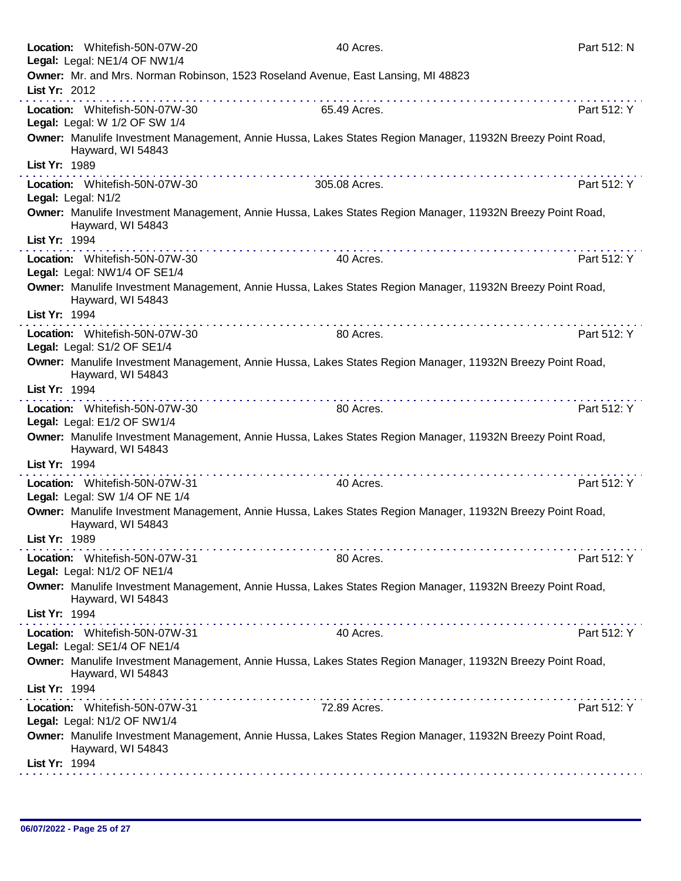**Location:** Whitefish-50N-07W-20 40 Acres. Part 512: N
**Legal:** Legal: NE1/4 OF NW1/4
**Owner:** Mr. and Mrs. Norman Robinson, 1523 Roseland Avenue, East Lansing, MI 48823
**List Yr:** 2012

---

**Location:** Whitefish-50N-07W-30 65.49 Acres. Part 512: Y
**Legal:** Legal: W 1/2 OF SW 1/4
**Owner:** Manulife Investment Management, Annie Hussa, Lakes States Region Manager, 11932N Breezy Point Road, Hayward, WI 54843
**List Yr:** 1989

---

**Location:** Whitefish-50N-07W-30 305.08 Acres. Part 512: Y
**Legal:** Legal: N1/2
**Owner:** Manulife Investment Management, Annie Hussa, Lakes States Region Manager, 11932N Breezy Point Road, Hayward, WI 54843
**List Yr:** 1994

---

**Location:** Whitefish-50N-07W-30 40 Acres. Part 512: Y
**Legal:** Legal: NW1/4 OF SE1/4
**Owner:** Manulife Investment Management, Annie Hussa, Lakes States Region Manager, 11932N Breezy Point Road, Hayward, WI 54843
**List Yr:** 1994

---

**Location:** Whitefish-50N-07W-30 80 Acres. Part 512: Y
**Legal:** Legal: S1/2 OF SE1/4
**Owner:** Manulife Investment Management, Annie Hussa, Lakes States Region Manager, 11932N Breezy Point Road, Hayward, WI 54843
**List Yr:** 1994

---

**Location:** Whitefish-50N-07W-30 80 Acres. Part 512: Y
**Legal:** Legal: E1/2 OF SW1/4
**Owner:** Manulife Investment Management, Annie Hussa, Lakes States Region Manager, 11932N Breezy Point Road, Hayward, WI 54843
**List Yr:** 1994

---

**Location:** Whitefish-50N-07W-31 40 Acres. Part 512: Y
**Legal:** Legal: SW 1/4 OF NE 1/4
**Owner:** Manulife Investment Management, Annie Hussa, Lakes States Region Manager, 11932N Breezy Point Road, Hayward, WI 54843
**List Yr:** 1989

---

**Location:** Whitefish-50N-07W-31 80 Acres. Part 512: Y
**Legal:** Legal: N1/2 OF NE1/4
**Owner:** Manulife Investment Management, Annie Hussa, Lakes States Region Manager, 11932N Breezy Point Road, Hayward, WI 54843
**List Yr:** 1994

---

**Location:** Whitefish-50N-07W-31 40 Acres. Part 512: Y
**Legal:** Legal: SE1/4 OF NE1/4
**Owner:** Manulife Investment Management, Annie Hussa, Lakes States Region Manager, 11932N Breezy Point Road, Hayward, WI 54843
**List Yr:** 1994

---

**Location:** Whitefish-50N-07W-31 72.89 Acres. Part 512: Y
**Legal:** Legal: N1/2 OF NW1/4
**Owner:** Manulife Investment Management, Annie Hussa, Lakes States Region Manager, 11932N Breezy Point Road, Hayward, WI 54843
**List Yr:** 1994

---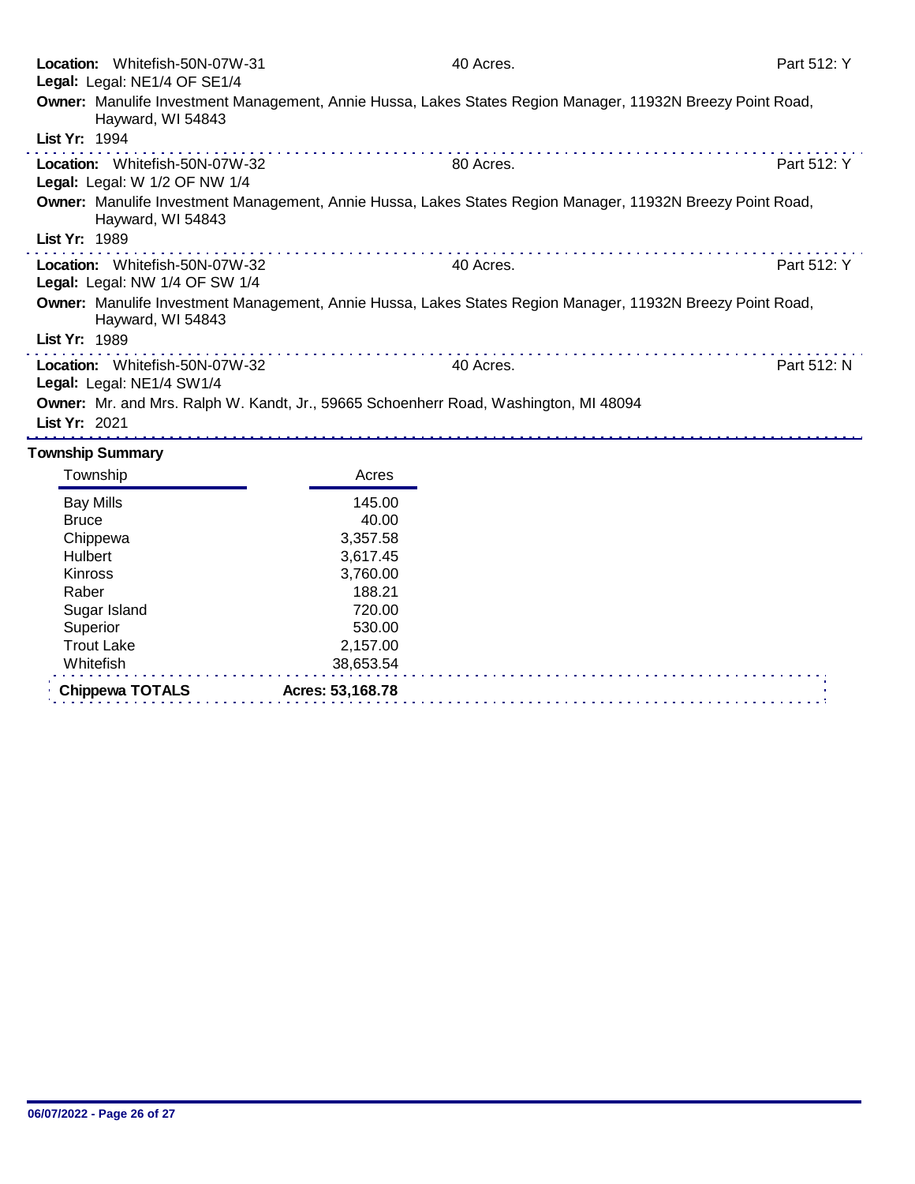**Location:** Whitefish-50N-07W-31 40 Acres. Part 512: Y
**Legal:** Legal: NE1/4 OF SE1/4
**Owner:** Manulife Investment Management, Annie Hussa, Lakes States Region Manager, 11932N Breezy Point Road, Hayward, WI 54843
**List Yr:** 1994

---

**Location:** Whitefish-50N-07W-32 80 Acres. Part 512: Y
**Legal:** Legal: W 1/2 OF NW 1/4
**Owner:** Manulife Investment Management, Annie Hussa, Lakes States Region Manager, 11932N Breezy Point Road, Hayward, WI 54843
**List Yr:** 1989

---

**Location:** Whitefish-50N-07W-32 40 Acres. Part 512: Y
**Legal:** Legal: NW 1/4 OF SW 1/4
**Owner:** Manulife Investment Management, Annie Hussa, Lakes States Region Manager, 11932N Breezy Point Road, Hayward, WI 54843
**List Yr:** 1989

---

**Location:** Whitefish-50N-07W-32 40 Acres. Part 512: N
**Legal:** Legal: NE1/4 SW1/4
**Owner:** Mr. and Mrs. Ralph W. Kandt, Jr., 59665 Schoenherr Road, Washington, MI 48094
**List Yr:** 2021

---

**Township Summary**

| Township | Acres |
|---|---|
| Bay Mills | 145.00 |
| Bruce | 40.00 |
| Chippewa | 3,357.58 |
| Hulbert | 3,617.45 |
| Kinross | 3,760.00 |
| Raber | 188.21 |
| Sugar Island | 720.00 |
| Superior | 530.00 |
| Trout Lake | 2,157.00 |
| Whitefish | 38,653.54 |
| **Chippewa TOTALS** | **Acres: 53,168.78** |